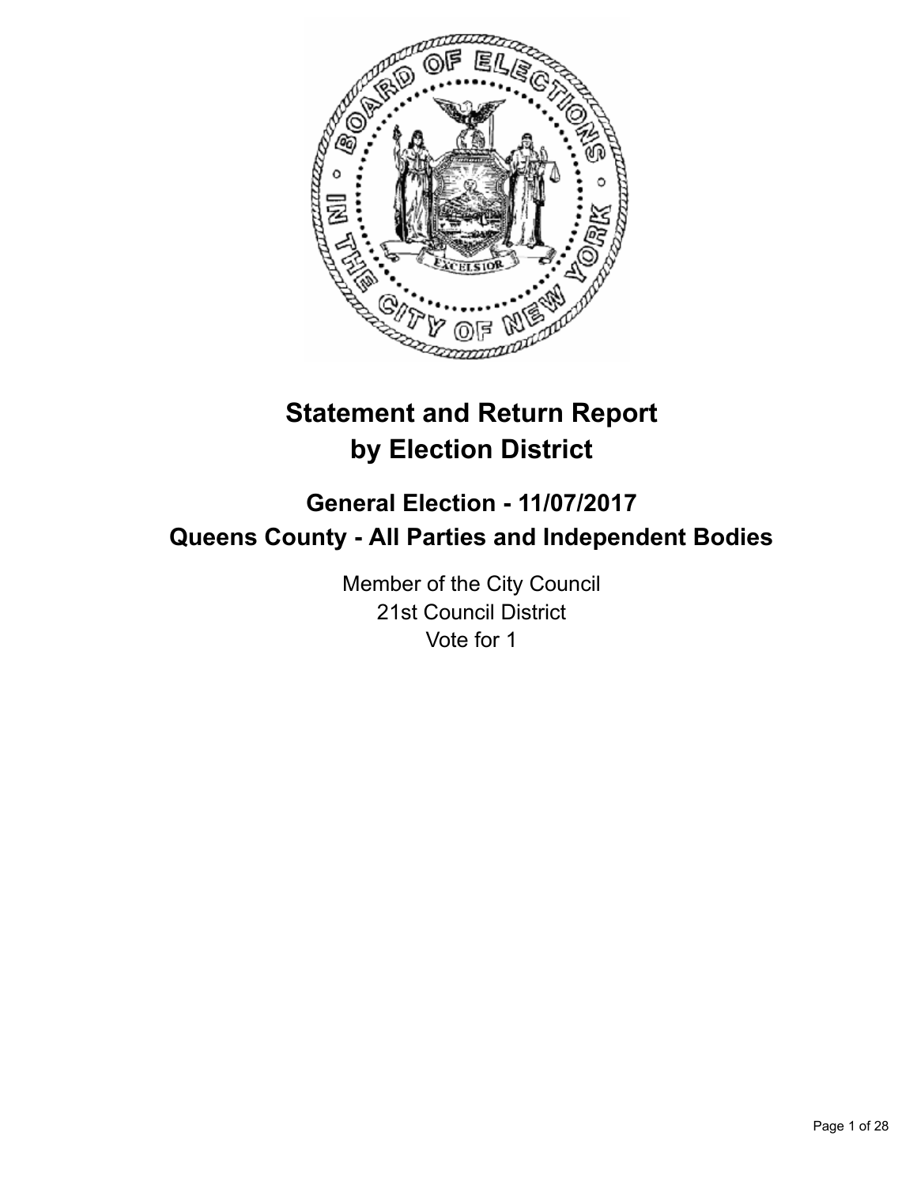# Statement and Return Report by Election District

## General Election - 11/07/2017
## Queens County - All Parties and Independent Bodies

Member of the City Council
21st Council District
Vote for 1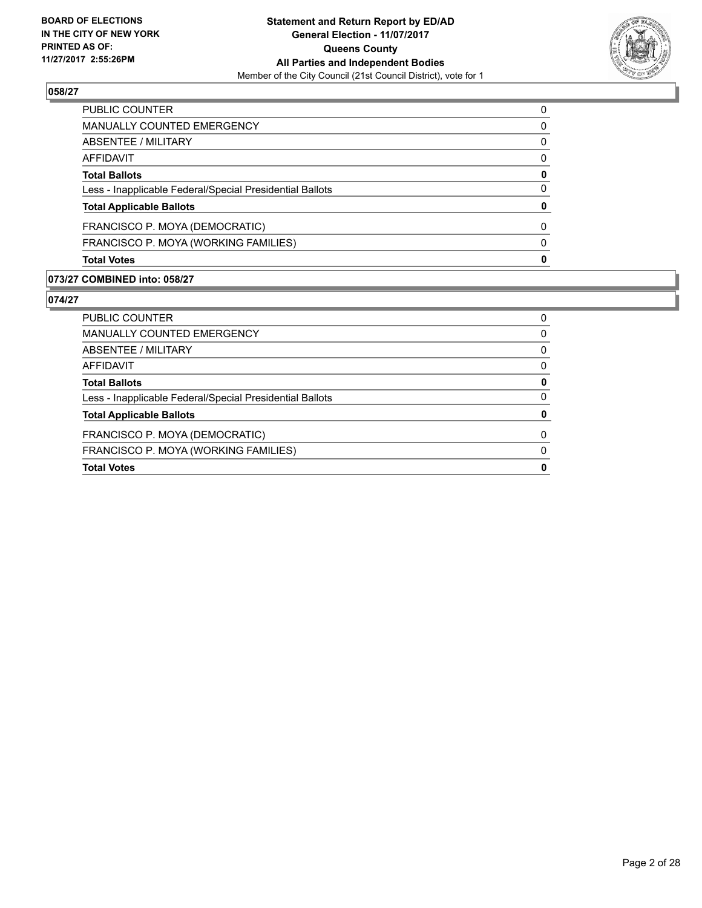**BOARD OF ELECTIONS IN THE CITY OF NEW YORK PRINTED AS OF: 11/27/2017 2:55:26PM**

**Statement and Return Report by ED/AD General Election - 11/07/2017 Queens County All Parties and Independent Bodies**

Member of the City Council (21st Council District), vote for 1

## 058/27

| | |
|---|---|
| PUBLIC COUNTER | 0 |
| MANUALLY COUNTED EMERGENCY | 0 |
| ABSENTEE / MILITARY | 0 |
| AFFIDAVIT | 0 |
| **Total Ballots** | **0** |
| Less - Inapplicable Federal/Special Presidential Ballots | 0 |
| **Total Applicable Ballots** | **0** |
| FRANCISCO P. MOYA (DEMOCRATIC) | 0 |
| FRANCISCO P. MOYA (WORKING FAMILIES) | 0 |
| **Total Votes** | **0** |

## 073/27 COMBINED into: 058/27

## 074/27

| | |
|---|---|
| PUBLIC COUNTER | 0 |
| MANUALLY COUNTED EMERGENCY | 0 |
| ABSENTEE / MILITARY | 0 |
| AFFIDAVIT | 0 |
| **Total Ballots** | **0** |
| Less - Inapplicable Federal/Special Presidential Ballots | 0 |
| **Total Applicable Ballots** | **0** |
| FRANCISCO P. MOYA (DEMOCRATIC) | 0 |
| FRANCISCO P. MOYA (WORKING FAMILIES) | 0 |
| **Total Votes** | **0** |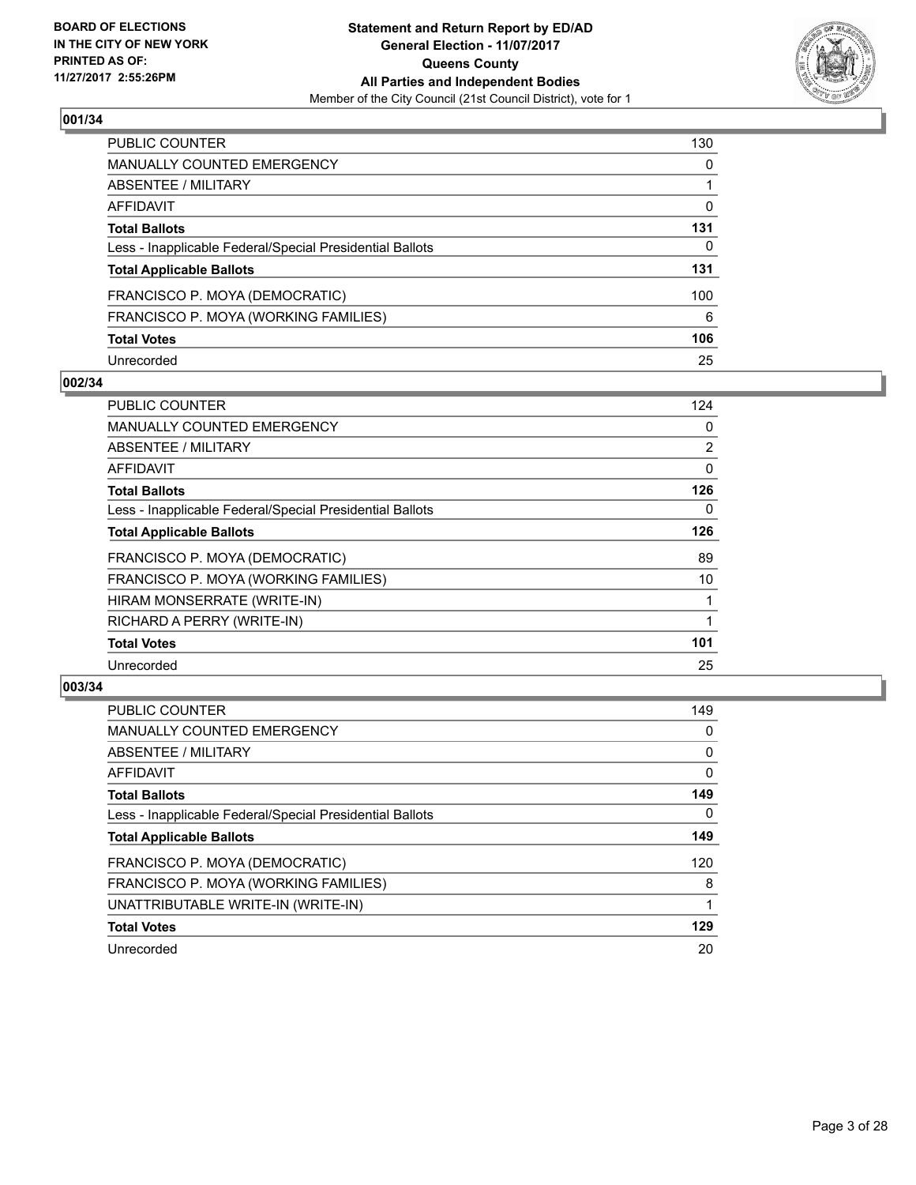BOARD OF ELECTIONS
IN THE CITY OF NEW YORK
PRINTED AS OF:
11/27/2017 2:55:26PM

**Statement and Return Report by ED/AD**
**General Election - 11/07/2017**
**Queens County**
**All Parties and Independent Bodies**
Member of the City Council (21st Council District), vote for 1

## 001/34

| | |
|---|---|
| PUBLIC COUNTER | 130 |
| MANUALLY COUNTED EMERGENCY | 0 |
| ABSENTEE / MILITARY | 1 |
| AFFIDAVIT | 0 |
| **Total Ballots** | **131** |
| Less - Inapplicable Federal/Special Presidential Ballots | 0 |
| **Total Applicable Ballots** | **131** |
| FRANCISCO P. MOYA (DEMOCRATIC) | 100 |
| FRANCISCO P. MOYA (WORKING FAMILIES) | 6 |
| **Total Votes** | **106** |
| Unrecorded | 25 |

## 002/34

| | |
|---|---|
| PUBLIC COUNTER | 124 |
| MANUALLY COUNTED EMERGENCY | 0 |
| ABSENTEE / MILITARY | 2 |
| AFFIDAVIT | 0 |
| **Total Ballots** | **126** |
| Less - Inapplicable Federal/Special Presidential Ballots | 0 |
| **Total Applicable Ballots** | **126** |
| FRANCISCO P. MOYA (DEMOCRATIC) | 89 |
| FRANCISCO P. MOYA (WORKING FAMILIES) | 10 |
| HIRAM MONSERRATE (WRITE-IN) | 1 |
| RICHARD A PERRY (WRITE-IN) | 1 |
| **Total Votes** | **101** |
| Unrecorded | 25 |

## 003/34

| | |
|---|---|
| PUBLIC COUNTER | 149 |
| MANUALLY COUNTED EMERGENCY | 0 |
| ABSENTEE / MILITARY | 0 |
| AFFIDAVIT | 0 |
| **Total Ballots** | **149** |
| Less - Inapplicable Federal/Special Presidential Ballots | 0 |
| **Total Applicable Ballots** | **149** |
| FRANCISCO P. MOYA (DEMOCRATIC) | 120 |
| FRANCISCO P. MOYA (WORKING FAMILIES) | 8 |
| UNATTRIBUTABLE WRITE-IN (WRITE-IN) | 1 |
| **Total Votes** | **129** |
| Unrecorded | 20 |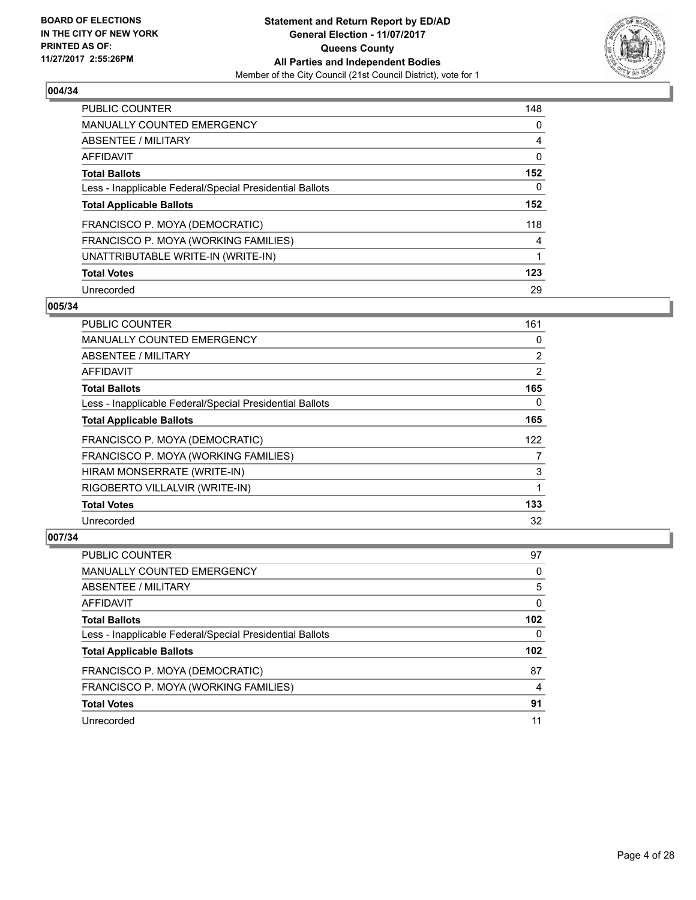## 004/34

| | |
|---|---|
| PUBLIC COUNTER | 148 |
| MANUALLY COUNTED EMERGENCY | 0 |
| ABSENTEE / MILITARY | 4 |
| AFFIDAVIT | 0 |
| **Total Ballots** | **152** |
| Less - Inapplicable Federal/Special Presidential Ballots | 0 |
| **Total Applicable Ballots** | **152** |
| FRANCISCO P. MOYA (DEMOCRATIC) | 118 |
| FRANCISCO P. MOYA (WORKING FAMILIES) | 4 |
| UNATTRIBUTABLE WRITE-IN (WRITE-IN) | 1 |
| **Total Votes** | **123** |
| Unrecorded | 29 |

## 005/34

| | |
|---|---|
| PUBLIC COUNTER | 161 |
| MANUALLY COUNTED EMERGENCY | 0 |
| ABSENTEE / MILITARY | 2 |
| AFFIDAVIT | 2 |
| **Total Ballots** | **165** |
| Less - Inapplicable Federal/Special Presidential Ballots | 0 |
| **Total Applicable Ballots** | **165** |
| FRANCISCO P. MOYA (DEMOCRATIC) | 122 |
| FRANCISCO P. MOYA (WORKING FAMILIES) | 7 |
| HIRAM MONSERRATE (WRITE-IN) | 3 |
| RIGOBERTO VILLALVIR (WRITE-IN) | 1 |
| **Total Votes** | **133** |
| Unrecorded | 32 |

## 007/34

| | |
|---|---|
| PUBLIC COUNTER | 97 |
| MANUALLY COUNTED EMERGENCY | 0 |
| ABSENTEE / MILITARY | 5 |
| AFFIDAVIT | 0 |
| **Total Ballots** | **102** |
| Less - Inapplicable Federal/Special Presidential Ballots | 0 |
| **Total Applicable Ballots** | **102** |
| FRANCISCO P. MOYA (DEMOCRATIC) | 87 |
| FRANCISCO P. MOYA (WORKING FAMILIES) | 4 |
| **Total Votes** | **91** |
| Unrecorded | 11 |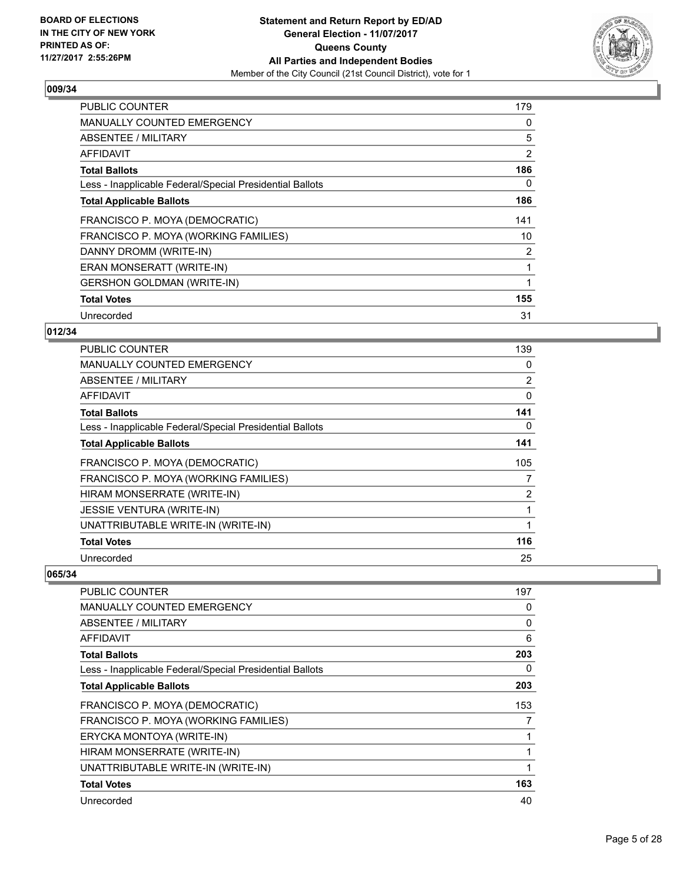## 009/34

| | |
|---|---|
| PUBLIC COUNTER | 179 |
| MANUALLY COUNTED EMERGENCY | 0 |
| ABSENTEE / MILITARY | 5 |
| AFFIDAVIT | 2 |
| **Total Ballots** | **186** |
| Less - Inapplicable Federal/Special Presidential Ballots | 0 |
| **Total Applicable Ballots** | **186** |
| FRANCISCO P. MOYA (DEMOCRATIC) | 141 |
| FRANCISCO P. MOYA (WORKING FAMILIES) | 10 |
| DANNY DROMM (WRITE-IN) | 2 |
| ERAN MONSERATT (WRITE-IN) | 1 |
| GERSHON GOLDMAN (WRITE-IN) | 1 |
| **Total Votes** | **155** |
| Unrecorded | 31 |

## 012/34

| | |
|---|---|
| PUBLIC COUNTER | 139 |
| MANUALLY COUNTED EMERGENCY | 0 |
| ABSENTEE / MILITARY | 2 |
| AFFIDAVIT | 0 |
| **Total Ballots** | **141** |
| Less - Inapplicable Federal/Special Presidential Ballots | 0 |
| **Total Applicable Ballots** | **141** |
| FRANCISCO P. MOYA (DEMOCRATIC) | 105 |
| FRANCISCO P. MOYA (WORKING FAMILIES) | 7 |
| HIRAM MONSERRATE (WRITE-IN) | 2 |
| JESSIE VENTURA (WRITE-IN) | 1 |
| UNATTRIBUTABLE WRITE-IN (WRITE-IN) | 1 |
| **Total Votes** | **116** |
| Unrecorded | 25 |

## 065/34

| | |
|---|---|
| PUBLIC COUNTER | 197 |
| MANUALLY COUNTED EMERGENCY | 0 |
| ABSENTEE / MILITARY | 0 |
| AFFIDAVIT | 6 |
| **Total Ballots** | **203** |
| Less - Inapplicable Federal/Special Presidential Ballots | 0 |
| **Total Applicable Ballots** | **203** |
| FRANCISCO P. MOYA (DEMOCRATIC) | 153 |
| FRANCISCO P. MOYA (WORKING FAMILIES) | 7 |
| ERYCKA MONTOYA (WRITE-IN) | 1 |
| HIRAM MONSERRATE (WRITE-IN) | 1 |
| UNATTRIBUTABLE WRITE-IN (WRITE-IN) | 1 |
| **Total Votes** | **163** |
| Unrecorded | 40 |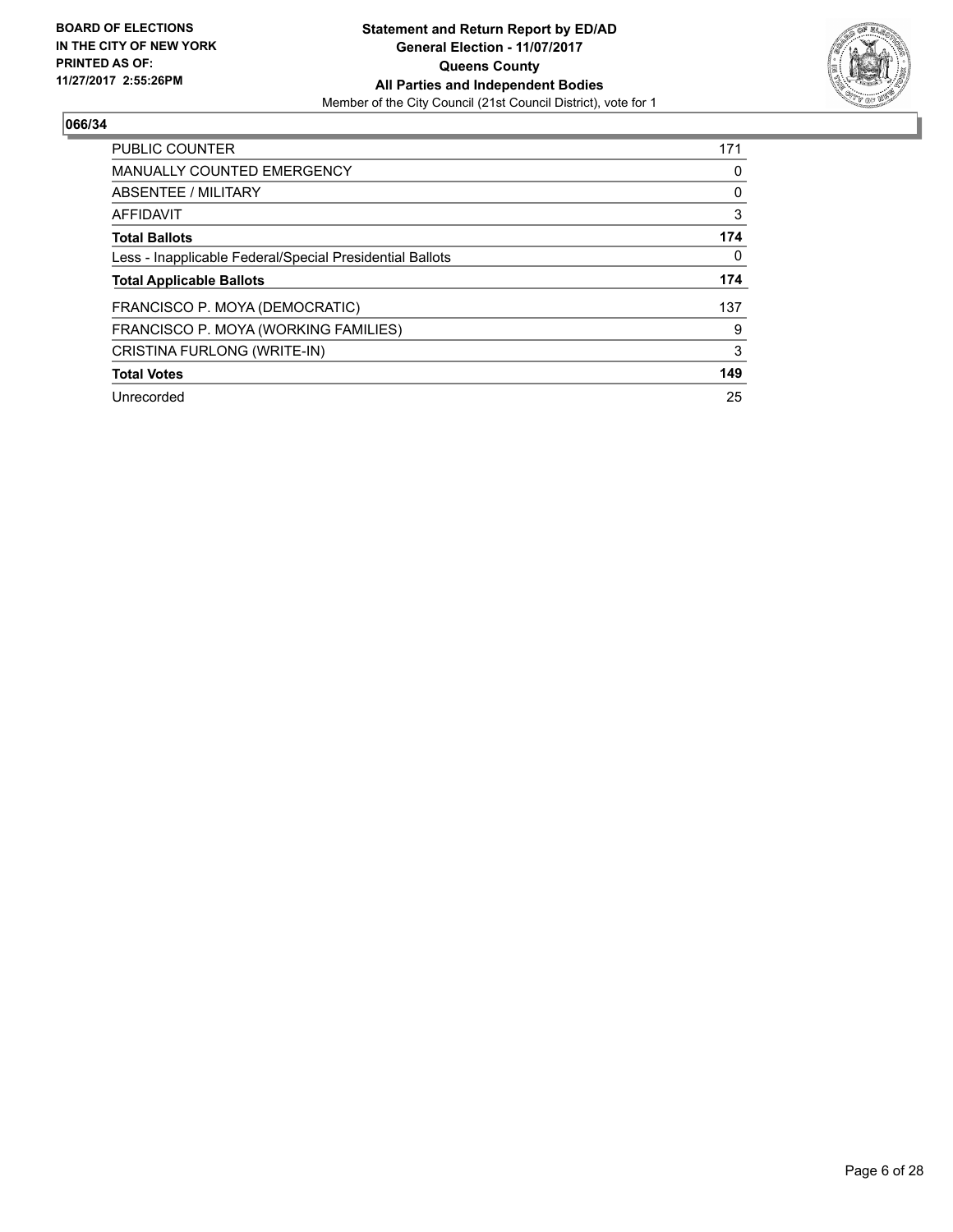BOARD OF ELECTIONS
IN THE CITY OF NEW YORK
PRINTED AS OF:
11/27/2017 2:55:26PM

**Statement and Return Report by ED/AD**
**General Election - 11/07/2017**
**Queens County**
**All Parties and Independent Bodies**
Member of the City Council (21st Council District), vote for 1

## 066/34

| | |
|---|---|
| PUBLIC COUNTER | 171 |
| MANUALLY COUNTED EMERGENCY | 0 |
| ABSENTEE / MILITARY | 0 |
| AFFIDAVIT | 3 |
| **Total Ballots** | **174** |
| Less - Inapplicable Federal/Special Presidential Ballots | 0 |
| **Total Applicable Ballots** | **174** |
| FRANCISCO P. MOYA (DEMOCRATIC) | 137 |
| FRANCISCO P. MOYA (WORKING FAMILIES) | 9 |
| CRISTINA FURLONG (WRITE-IN) | 3 |
| **Total Votes** | **149** |
| Unrecorded | 25 |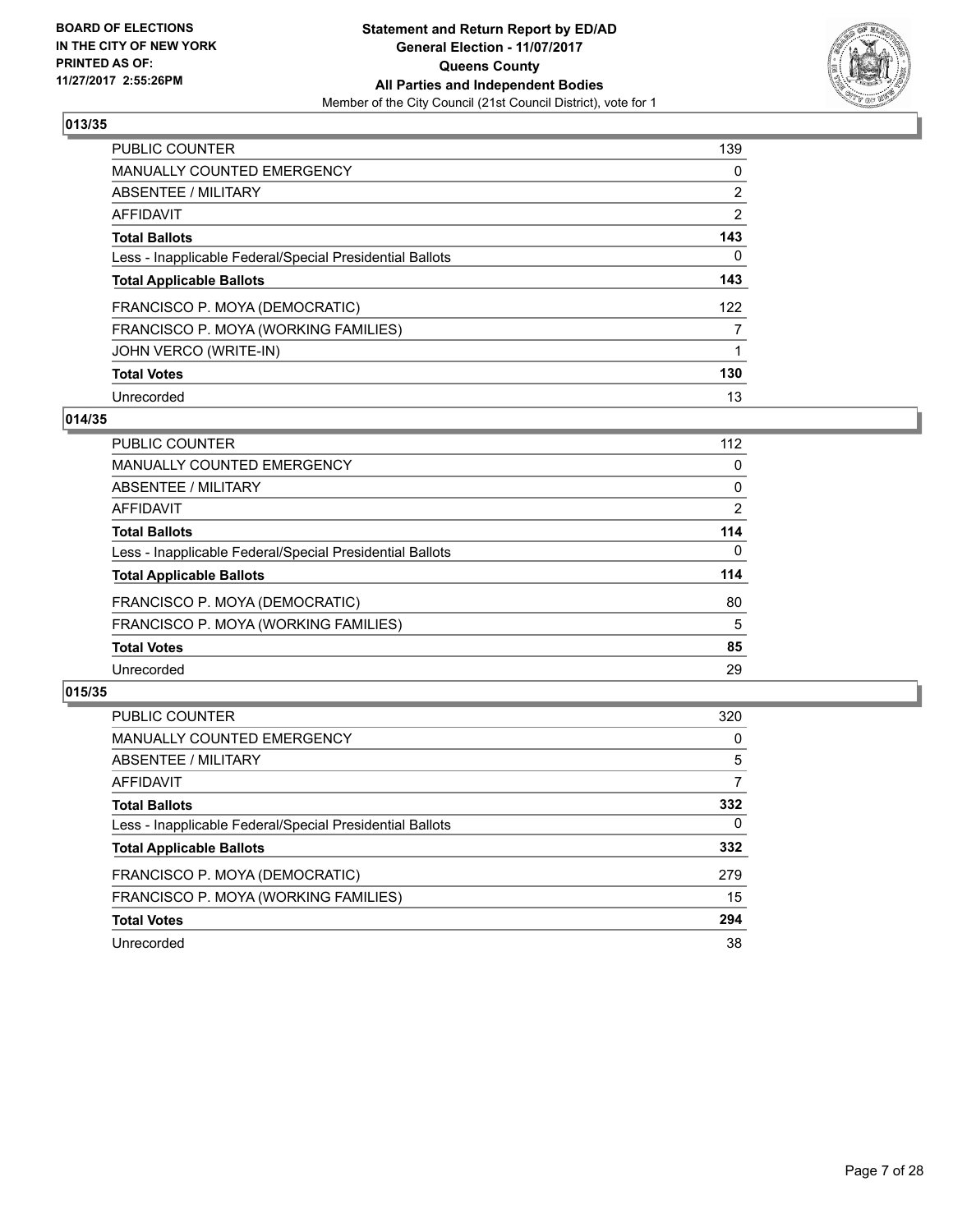BOARD OF ELECTIONS
IN THE CITY OF NEW YORK
PRINTED AS OF:
11/27/2017 2:55:26PM

**Statement and Return Report by ED/AD**
**General Election - 11/07/2017**
**Queens County**
**All Parties and Independent Bodies**
Member of the City Council (21st Council District), vote for 1

## 013/35

| | |
|---|---|
| PUBLIC COUNTER | 139 |
| MANUALLY COUNTED EMERGENCY | 0 |
| ABSENTEE / MILITARY | 2 |
| AFFIDAVIT | 2 |
| **Total Ballots** | **143** |
| Less - Inapplicable Federal/Special Presidential Ballots | 0 |
| **Total Applicable Ballots** | **143** |
| FRANCISCO P. MOYA (DEMOCRATIC) | 122 |
| FRANCISCO P. MOYA (WORKING FAMILIES) | 7 |
| JOHN VERCO (WRITE-IN) | 1 |
| **Total Votes** | **130** |
| Unrecorded | 13 |

## 014/35

| | |
|---|---|
| PUBLIC COUNTER | 112 |
| MANUALLY COUNTED EMERGENCY | 0 |
| ABSENTEE / MILITARY | 0 |
| AFFIDAVIT | 2 |
| **Total Ballots** | **114** |
| Less - Inapplicable Federal/Special Presidential Ballots | 0 |
| **Total Applicable Ballots** | **114** |
| FRANCISCO P. MOYA (DEMOCRATIC) | 80 |
| FRANCISCO P. MOYA (WORKING FAMILIES) | 5 |
| **Total Votes** | **85** |
| Unrecorded | 29 |

## 015/35

| | |
|---|---|
| PUBLIC COUNTER | 320 |
| MANUALLY COUNTED EMERGENCY | 0 |
| ABSENTEE / MILITARY | 5 |
| AFFIDAVIT | 7 |
| **Total Ballots** | **332** |
| Less - Inapplicable Federal/Special Presidential Ballots | 0 |
| **Total Applicable Ballots** | **332** |
| FRANCISCO P. MOYA (DEMOCRATIC) | 279 |
| FRANCISCO P. MOYA (WORKING FAMILIES) | 15 |
| **Total Votes** | **294** |
| Unrecorded | 38 |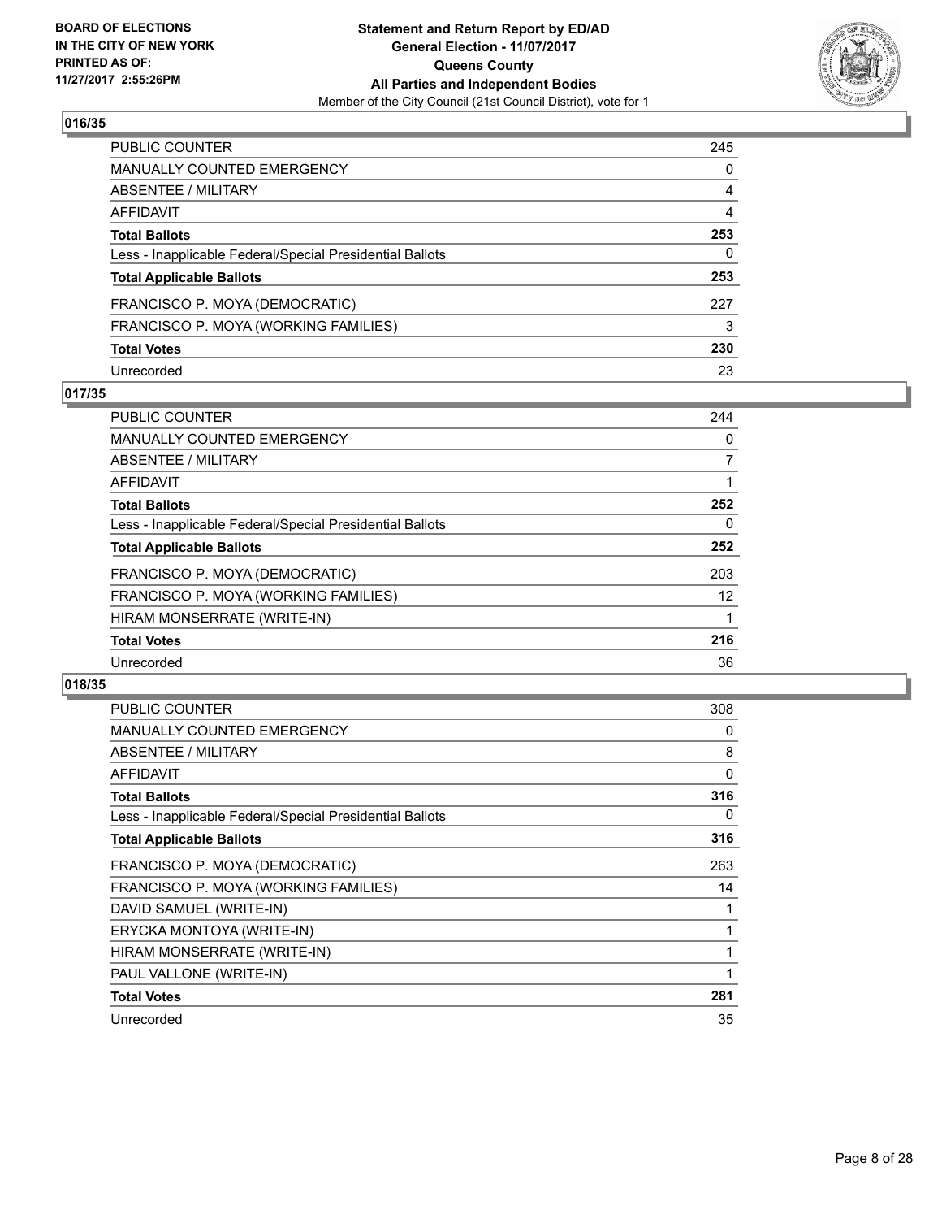**BOARD OF ELECTIONS IN THE CITY OF NEW YORK PRINTED AS OF: 11/27/2017 2:55:26PM**

**Statement and Return Report by ED/AD General Election - 11/07/2017 Queens County All Parties and Independent Bodies**

Member of the City Council (21st Council District), vote for 1

## 016/35

| | |
|---|---|
| PUBLIC COUNTER | 245 |
| MANUALLY COUNTED EMERGENCY | 0 |
| ABSENTEE / MILITARY | 4 |
| AFFIDAVIT | 4 |
| **Total Ballots** | **253** |
| Less - Inapplicable Federal/Special Presidential Ballots | 0 |
| **Total Applicable Ballots** | **253** |
| FRANCISCO P. MOYA (DEMOCRATIC) | 227 |
| FRANCISCO P. MOYA (WORKING FAMILIES) | 3 |
| **Total Votes** | **230** |
| Unrecorded | 23 |

## 017/35

| | |
|---|---|
| PUBLIC COUNTER | 244 |
| MANUALLY COUNTED EMERGENCY | 0 |
| ABSENTEE / MILITARY | 7 |
| AFFIDAVIT | 1 |
| **Total Ballots** | **252** |
| Less - Inapplicable Federal/Special Presidential Ballots | 0 |
| **Total Applicable Ballots** | **252** |
| FRANCISCO P. MOYA (DEMOCRATIC) | 203 |
| FRANCISCO P. MOYA (WORKING FAMILIES) | 12 |
| HIRAM MONSERRATE (WRITE-IN) | 1 |
| **Total Votes** | **216** |
| Unrecorded | 36 |

## 018/35

| | |
|---|---|
| PUBLIC COUNTER | 308 |
| MANUALLY COUNTED EMERGENCY | 0 |
| ABSENTEE / MILITARY | 8 |
| AFFIDAVIT | 0 |
| **Total Ballots** | **316** |
| Less - Inapplicable Federal/Special Presidential Ballots | 0 |
| **Total Applicable Ballots** | **316** |
| FRANCISCO P. MOYA (DEMOCRATIC) | 263 |
| FRANCISCO P. MOYA (WORKING FAMILIES) | 14 |
| DAVID SAMUEL (WRITE-IN) | 1 |
| ERYCKA MONTOYA (WRITE-IN) | 1 |
| HIRAM MONSERRATE (WRITE-IN) | 1 |
| PAUL VALLONE (WRITE-IN) | 1 |
| **Total Votes** | **281** |
| Unrecorded | 35 |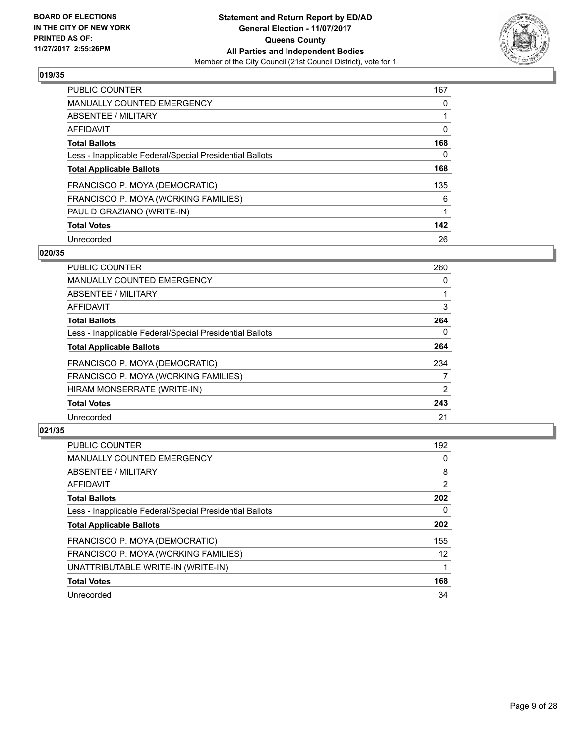**BOARD OF ELECTIONS IN THE CITY OF NEW YORK PRINTED AS OF: 11/27/2017 2:55:26PM**

**Statement and Return Report by ED/AD**
**General Election - 11/07/2017**
**Queens County**
**All Parties and Independent Bodies**
Member of the City Council (21st Council District), vote for 1

## 019/35

| | |
|---|---|
| PUBLIC COUNTER | 167 |
| MANUALLY COUNTED EMERGENCY | 0 |
| ABSENTEE / MILITARY | 1 |
| AFFIDAVIT | 0 |
| **Total Ballots** | **168** |
| Less - Inapplicable Federal/Special Presidential Ballots | 0 |
| **Total Applicable Ballots** | **168** |
| FRANCISCO P. MOYA (DEMOCRATIC) | 135 |
| FRANCISCO P. MOYA (WORKING FAMILIES) | 6 |
| PAUL D GRAZIANO (WRITE-IN) | 1 |
| **Total Votes** | **142** |
| Unrecorded | 26 |

## 020/35

| | |
|---|---|
| PUBLIC COUNTER | 260 |
| MANUALLY COUNTED EMERGENCY | 0 |
| ABSENTEE / MILITARY | 1 |
| AFFIDAVIT | 3 |
| **Total Ballots** | **264** |
| Less - Inapplicable Federal/Special Presidential Ballots | 0 |
| **Total Applicable Ballots** | **264** |
| FRANCISCO P. MOYA (DEMOCRATIC) | 234 |
| FRANCISCO P. MOYA (WORKING FAMILIES) | 7 |
| HIRAM MONSERRATE (WRITE-IN) | 2 |
| **Total Votes** | **243** |
| Unrecorded | 21 |

## 021/35

| | |
|---|---|
| PUBLIC COUNTER | 192 |
| MANUALLY COUNTED EMERGENCY | 0 |
| ABSENTEE / MILITARY | 8 |
| AFFIDAVIT | 2 |
| **Total Ballots** | **202** |
| Less - Inapplicable Federal/Special Presidential Ballots | 0 |
| **Total Applicable Ballots** | **202** |
| FRANCISCO P. MOYA (DEMOCRATIC) | 155 |
| FRANCISCO P. MOYA (WORKING FAMILIES) | 12 |
| UNATTRIBUTABLE WRITE-IN (WRITE-IN) | 1 |
| **Total Votes** | **168** |
| Unrecorded | 34 |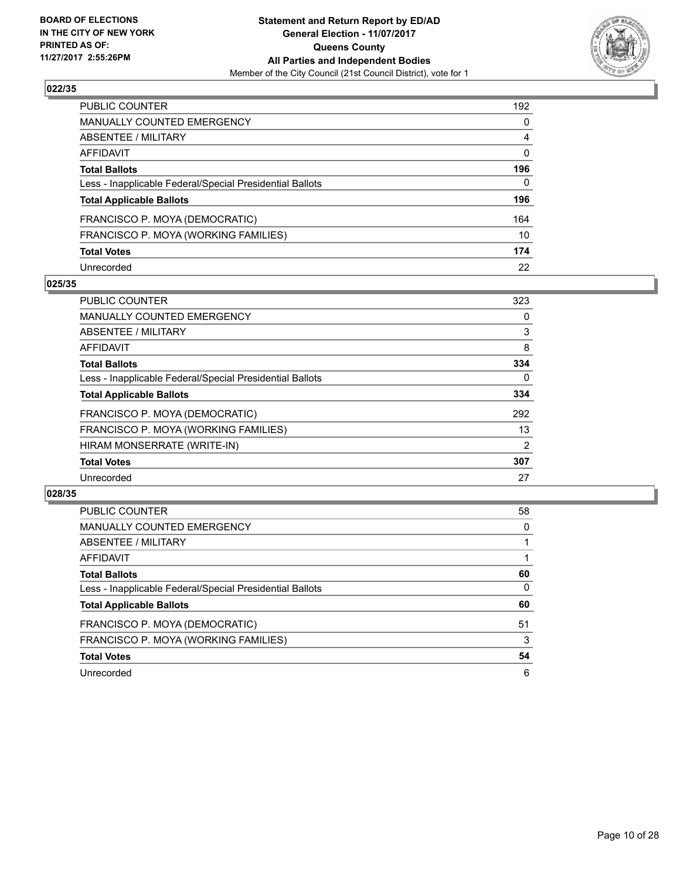BOARD OF ELECTIONS
IN THE CITY OF NEW YORK
PRINTED AS OF:
11/27/2017 2:55:26PM

**Statement and Return Report by ED/AD**
**General Election - 11/07/2017**
**Queens County**
**All Parties and Independent Bodies**
Member of the City Council (21st Council District), vote for 1

## 022/35

| | |
|---|---|
| PUBLIC COUNTER | 192 |
| MANUALLY COUNTED EMERGENCY | 0 |
| ABSENTEE / MILITARY | 4 |
| AFFIDAVIT | 0 |
| **Total Ballots** | **196** |
| Less - Inapplicable Federal/Special Presidential Ballots | 0 |
| **Total Applicable Ballots** | **196** |
| FRANCISCO P. MOYA (DEMOCRATIC) | 164 |
| FRANCISCO P. MOYA (WORKING FAMILIES) | 10 |
| **Total Votes** | **174** |
| Unrecorded | 22 |

## 025/35

| | |
|---|---|
| PUBLIC COUNTER | 323 |
| MANUALLY COUNTED EMERGENCY | 0 |
| ABSENTEE / MILITARY | 3 |
| AFFIDAVIT | 8 |
| **Total Ballots** | **334** |
| Less - Inapplicable Federal/Special Presidential Ballots | 0 |
| **Total Applicable Ballots** | **334** |
| FRANCISCO P. MOYA (DEMOCRATIC) | 292 |
| FRANCISCO P. MOYA (WORKING FAMILIES) | 13 |
| HIRAM MONSERRATE (WRITE-IN) | 2 |
| **Total Votes** | **307** |
| Unrecorded | 27 |

## 028/35

| | |
|---|---|
| PUBLIC COUNTER | 58 |
| MANUALLY COUNTED EMERGENCY | 0 |
| ABSENTEE / MILITARY | 1 |
| AFFIDAVIT | 1 |
| **Total Ballots** | **60** |
| Less - Inapplicable Federal/Special Presidential Ballots | 0 |
| **Total Applicable Ballots** | **60** |
| FRANCISCO P. MOYA (DEMOCRATIC) | 51 |
| FRANCISCO P. MOYA (WORKING FAMILIES) | 3 |
| **Total Votes** | **54** |
| Unrecorded | 6 |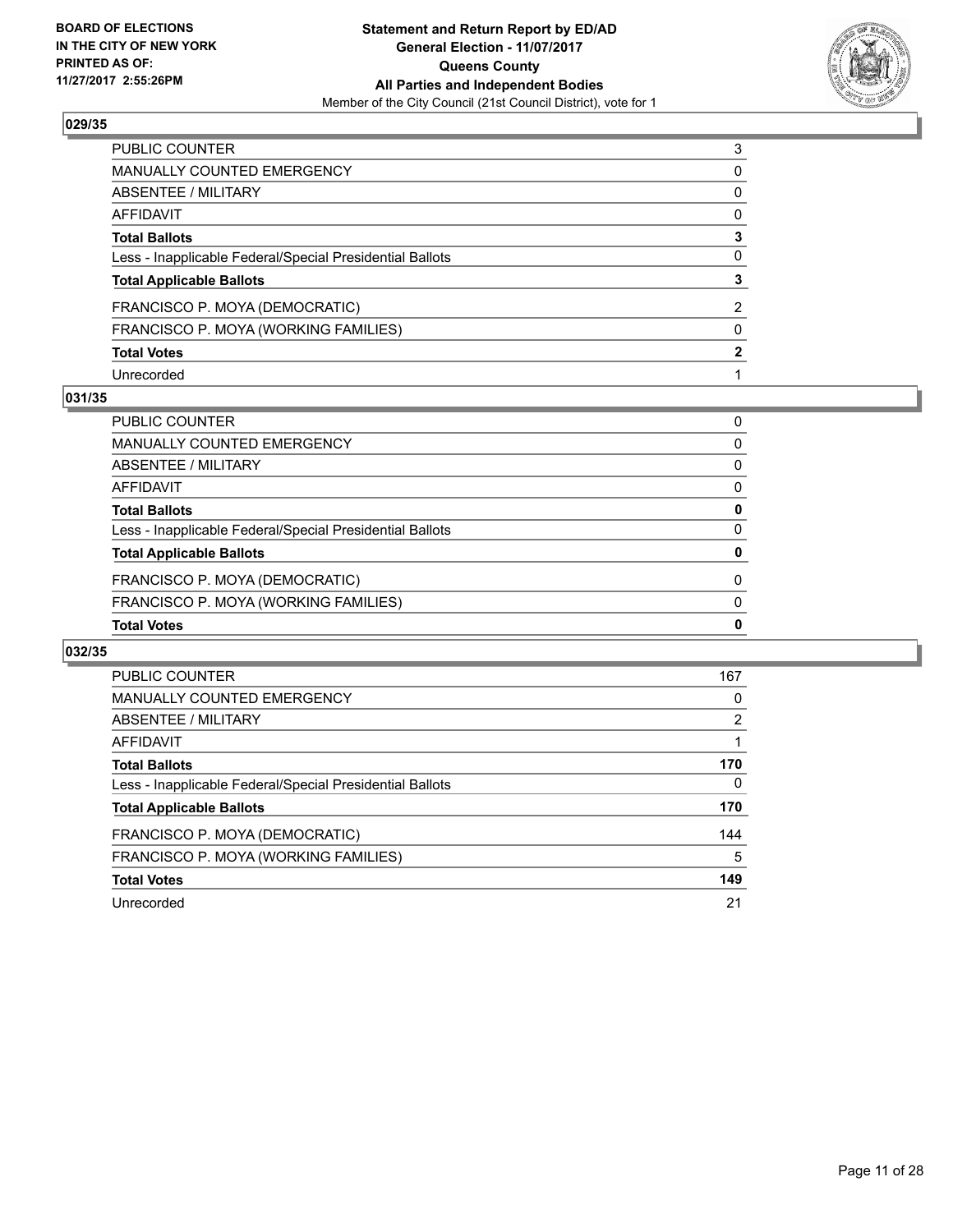**BOARD OF ELECTIONS IN THE CITY OF NEW YORK PRINTED AS OF: 11/27/2017 2:55:26PM**

**Statement and Return Report by ED/AD**
**General Election - 11/07/2017**
**Queens County**
**All Parties and Independent Bodies**
Member of the City Council (21st Council District), vote for 1

### 029/35

| | |
|---|---|
| PUBLIC COUNTER | 3 |
| MANUALLY COUNTED EMERGENCY | 0 |
| ABSENTEE / MILITARY | 0 |
| AFFIDAVIT | 0 |
| **Total Ballots** | **3** |
| Less - Inapplicable Federal/Special Presidential Ballots | 0 |
| **Total Applicable Ballots** | **3** |
| FRANCISCO P. MOYA (DEMOCRATIC) | 2 |
| FRANCISCO P. MOYA (WORKING FAMILIES) | 0 |
| **Total Votes** | **2** |
| Unrecorded | 1 |

### 031/35

| | |
|---|---|
| PUBLIC COUNTER | 0 |
| MANUALLY COUNTED EMERGENCY | 0 |
| ABSENTEE / MILITARY | 0 |
| AFFIDAVIT | 0 |
| **Total Ballots** | **0** |
| Less - Inapplicable Federal/Special Presidential Ballots | 0 |
| **Total Applicable Ballots** | **0** |
| FRANCISCO P. MOYA (DEMOCRATIC) | 0 |
| FRANCISCO P. MOYA (WORKING FAMILIES) | 0 |
| **Total Votes** | **0** |

### 032/35

| | |
|---|---|
| PUBLIC COUNTER | 167 |
| MANUALLY COUNTED EMERGENCY | 0 |
| ABSENTEE / MILITARY | 2 |
| AFFIDAVIT | 1 |
| **Total Ballots** | **170** |
| Less - Inapplicable Federal/Special Presidential Ballots | 0 |
| **Total Applicable Ballots** | **170** |
| FRANCISCO P. MOYA (DEMOCRATIC) | 144 |
| FRANCISCO P. MOYA (WORKING FAMILIES) | 5 |
| **Total Votes** | **149** |
| Unrecorded | 21 |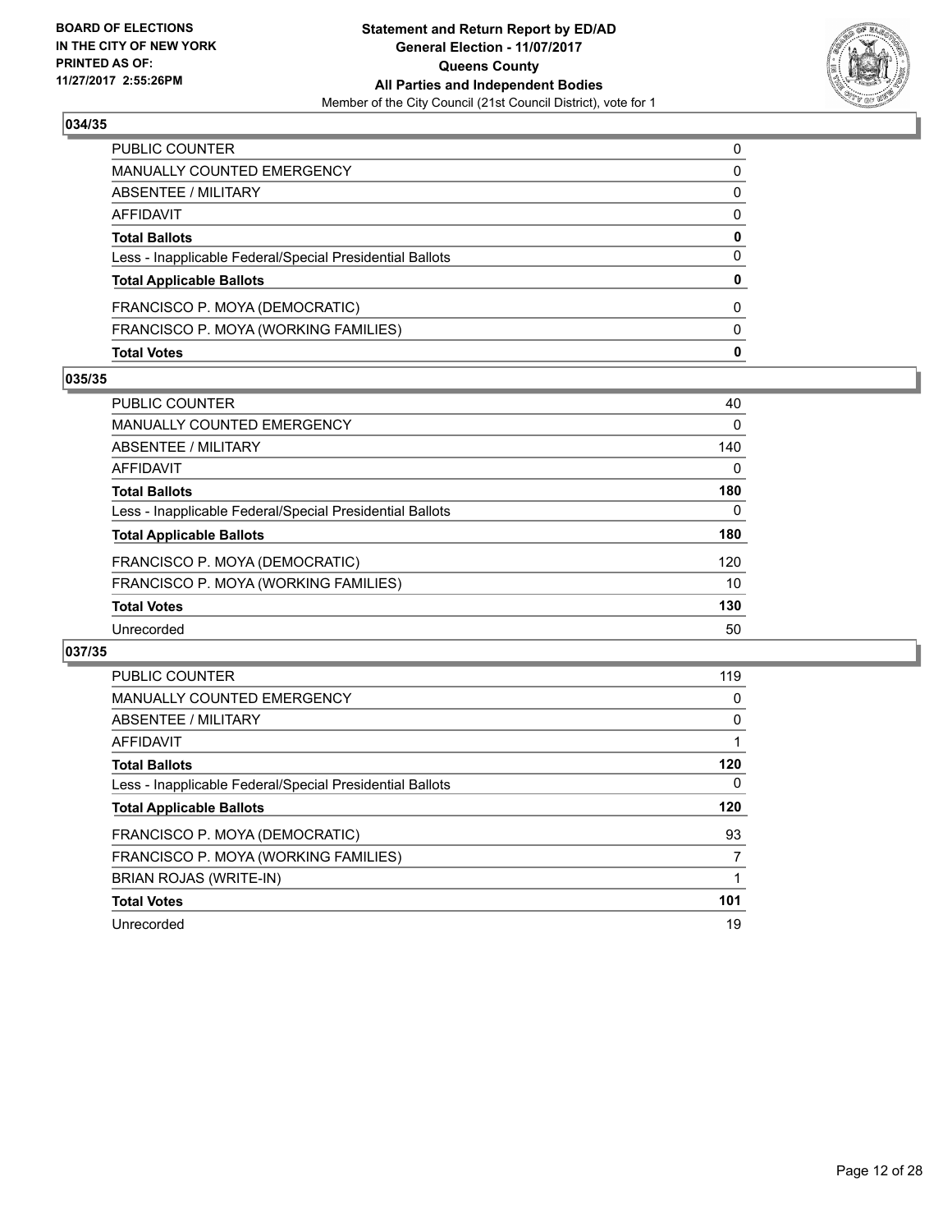**BOARD OF ELECTIONS IN THE CITY OF NEW YORK PRINTED AS OF: 11/27/2017 2:55:26PM**

**Statement and Return Report by ED/AD**
**General Election - 11/07/2017**
**Queens County**
**All Parties and Independent Bodies**
Member of the City Council (21st Council District), vote for 1

### 034/35

| | |
|---|---|
| PUBLIC COUNTER | 0 |
| MANUALLY COUNTED EMERGENCY | 0 |
| ABSENTEE / MILITARY | 0 |
| AFFIDAVIT | 0 |
| **Total Ballots** | **0** |
| Less - Inapplicable Federal/Special Presidential Ballots | 0 |
| **Total Applicable Ballots** | **0** |
| FRANCISCO P. MOYA (DEMOCRATIC) | 0 |
| FRANCISCO P. MOYA (WORKING FAMILIES) | 0 |
| **Total Votes** | **0** |

### 035/35

| | |
|---|---|
| PUBLIC COUNTER | 40 |
| MANUALLY COUNTED EMERGENCY | 0 |
| ABSENTEE / MILITARY | 140 |
| AFFIDAVIT | 0 |
| **Total Ballots** | **180** |
| Less - Inapplicable Federal/Special Presidential Ballots | 0 |
| **Total Applicable Ballots** | **180** |
| FRANCISCO P. MOYA (DEMOCRATIC) | 120 |
| FRANCISCO P. MOYA (WORKING FAMILIES) | 10 |
| **Total Votes** | **130** |
| Unrecorded | 50 |

### 037/35

| | |
|---|---|
| PUBLIC COUNTER | 119 |
| MANUALLY COUNTED EMERGENCY | 0 |
| ABSENTEE / MILITARY | 0 |
| AFFIDAVIT | 1 |
| **Total Ballots** | **120** |
| Less - Inapplicable Federal/Special Presidential Ballots | 0 |
| **Total Applicable Ballots** | **120** |
| FRANCISCO P. MOYA (DEMOCRATIC) | 93 |
| FRANCISCO P. MOYA (WORKING FAMILIES) | 7 |
| BRIAN ROJAS (WRITE-IN) | 1 |
| **Total Votes** | **101** |
| Unrecorded | 19 |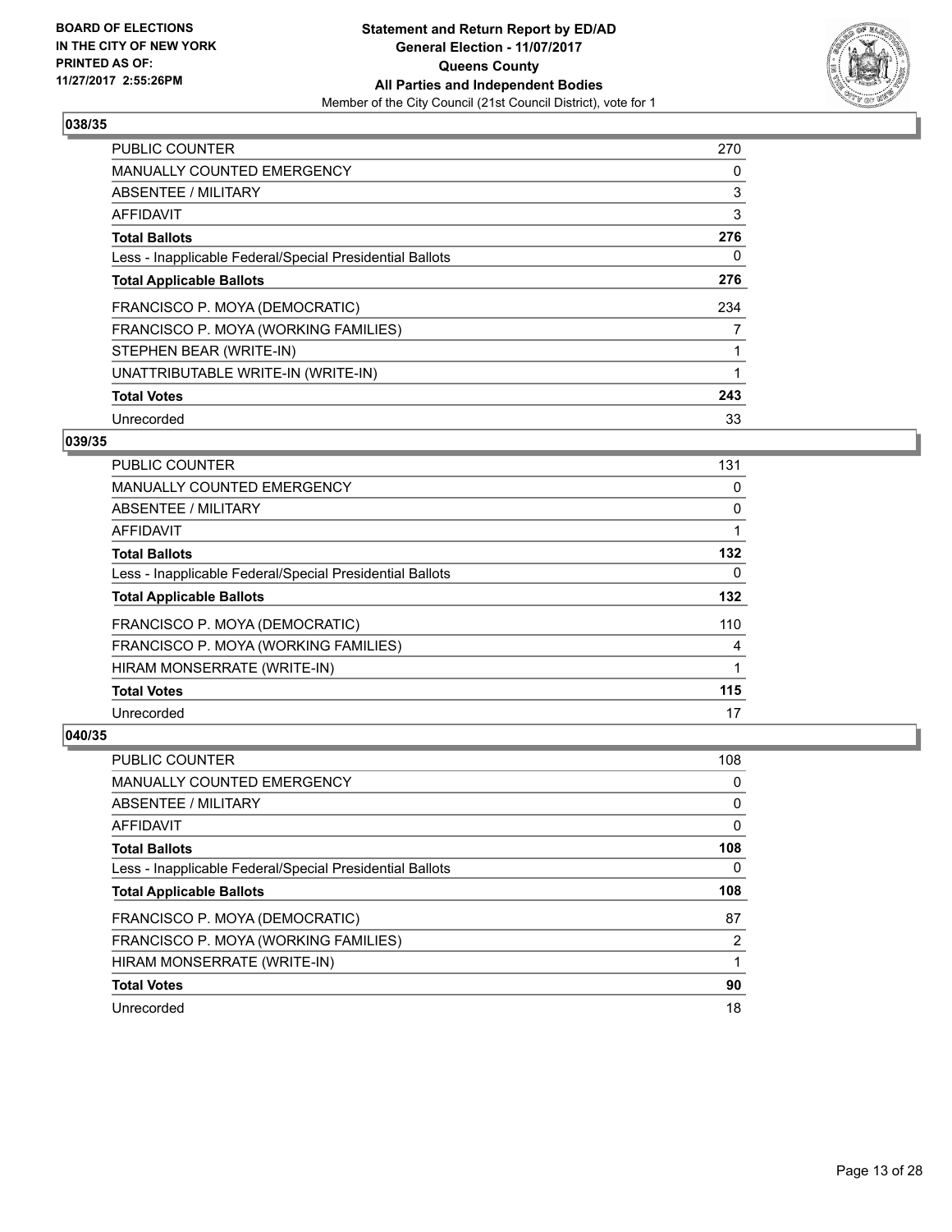BOARD OF ELECTIONS
IN THE CITY OF NEW YORK
PRINTED AS OF:
11/27/2017 2:55:26PM

**Statement and Return Report by ED/AD**
**General Election - 11/07/2017**
**Queens County**
**All Parties and Independent Bodies**
Member of the City Council (21st Council District), vote for 1

### 038/35

| | |
|---|---|
| PUBLIC COUNTER | 270 |
| MANUALLY COUNTED EMERGENCY | 0 |
| ABSENTEE / MILITARY | 3 |
| AFFIDAVIT | 3 |
| **Total Ballots** | **276** |
| Less - Inapplicable Federal/Special Presidential Ballots | 0 |
| **Total Applicable Ballots** | **276** |
| FRANCISCO P. MOYA (DEMOCRATIC) | 234 |
| FRANCISCO P. MOYA (WORKING FAMILIES) | 7 |
| STEPHEN BEAR (WRITE-IN) | 1 |
| UNATTRIBUTABLE WRITE-IN (WRITE-IN) | 1 |
| **Total Votes** | **243** |
| Unrecorded | 33 |

### 039/35

| | |
|---|---|
| PUBLIC COUNTER | 131 |
| MANUALLY COUNTED EMERGENCY | 0 |
| ABSENTEE / MILITARY | 0 |
| AFFIDAVIT | 1 |
| **Total Ballots** | **132** |
| Less - Inapplicable Federal/Special Presidential Ballots | 0 |
| **Total Applicable Ballots** | **132** |
| FRANCISCO P. MOYA (DEMOCRATIC) | 110 |
| FRANCISCO P. MOYA (WORKING FAMILIES) | 4 |
| HIRAM MONSERRATE (WRITE-IN) | 1 |
| **Total Votes** | **115** |
| Unrecorded | 17 |

### 040/35

| | |
|---|---|
| PUBLIC COUNTER | 108 |
| MANUALLY COUNTED EMERGENCY | 0 |
| ABSENTEE / MILITARY | 0 |
| AFFIDAVIT | 0 |
| **Total Ballots** | **108** |
| Less - Inapplicable Federal/Special Presidential Ballots | 0 |
| **Total Applicable Ballots** | **108** |
| FRANCISCO P. MOYA (DEMOCRATIC) | 87 |
| FRANCISCO P. MOYA (WORKING FAMILIES) | 2 |
| HIRAM MONSERRATE (WRITE-IN) | 1 |
| **Total Votes** | **90** |
| Unrecorded | 18 |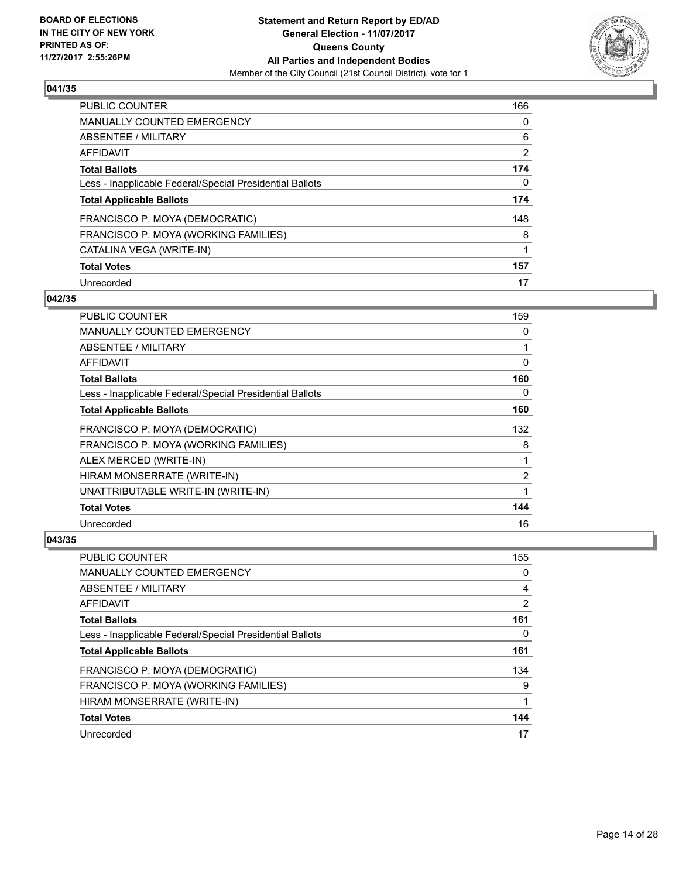**BOARD OF ELECTIONS IN THE CITY OF NEW YORK PRINTED AS OF: 11/27/2017 2:55:26PM**

**Statement and Return Report by ED/AD General Election - 11/07/2017 Queens County All Parties and Independent Bodies**

Member of the City Council (21st Council District), vote for 1

## 041/35

| | |
|---|---|
| PUBLIC COUNTER | 166 |
| MANUALLY COUNTED EMERGENCY | 0 |
| ABSENTEE / MILITARY | 6 |
| AFFIDAVIT | 2 |
| **Total Ballots** | **174** |
| Less - Inapplicable Federal/Special Presidential Ballots | 0 |
| **Total Applicable Ballots** | **174** |
| FRANCISCO P. MOYA (DEMOCRATIC) | 148 |
| FRANCISCO P. MOYA (WORKING FAMILIES) | 8 |
| CATALINA VEGA (WRITE-IN) | 1 |
| **Total Votes** | **157** |
| Unrecorded | 17 |

## 042/35

| | |
|---|---|
| PUBLIC COUNTER | 159 |
| MANUALLY COUNTED EMERGENCY | 0 |
| ABSENTEE / MILITARY | 1 |
| AFFIDAVIT | 0 |
| **Total Ballots** | **160** |
| Less - Inapplicable Federal/Special Presidential Ballots | 0 |
| **Total Applicable Ballots** | **160** |
| FRANCISCO P. MOYA (DEMOCRATIC) | 132 |
| FRANCISCO P. MOYA (WORKING FAMILIES) | 8 |
| ALEX MERCED (WRITE-IN) | 1 |
| HIRAM MONSERRATE (WRITE-IN) | 2 |
| UNATTRIBUTABLE WRITE-IN (WRITE-IN) | 1 |
| **Total Votes** | **144** |
| Unrecorded | 16 |

## 043/35

| | |
|---|---|
| PUBLIC COUNTER | 155 |
| MANUALLY COUNTED EMERGENCY | 0 |
| ABSENTEE / MILITARY | 4 |
| AFFIDAVIT | 2 |
| **Total Ballots** | **161** |
| Less - Inapplicable Federal/Special Presidential Ballots | 0 |
| **Total Applicable Ballots** | **161** |
| FRANCISCO P. MOYA (DEMOCRATIC) | 134 |
| FRANCISCO P. MOYA (WORKING FAMILIES) | 9 |
| HIRAM MONSERRATE (WRITE-IN) | 1 |
| **Total Votes** | **144** |
| Unrecorded | 17 |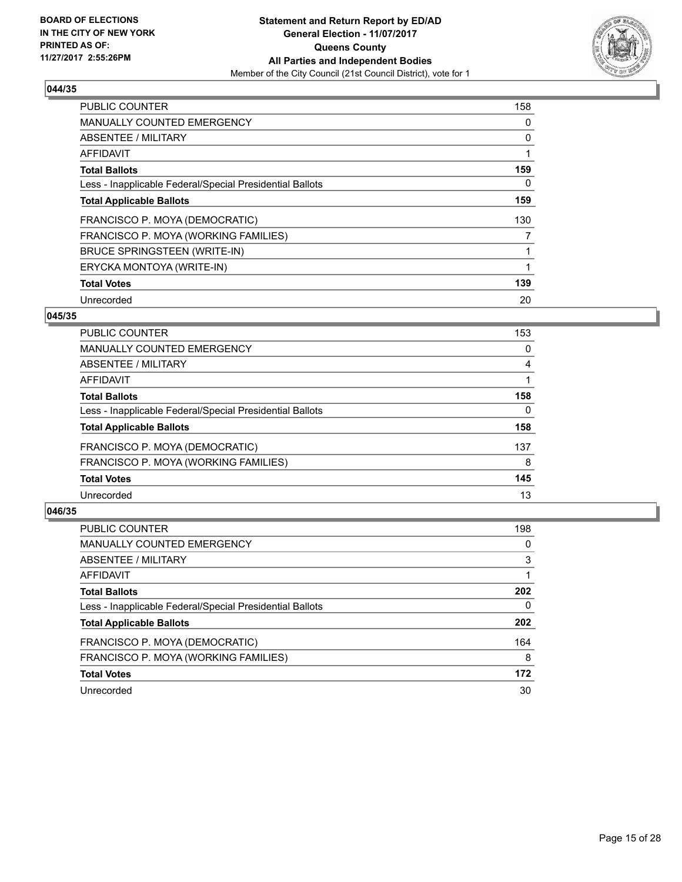**Statement and Return Report by ED/AD**
**General Election - 11/07/2017**
**Queens County**
**All Parties and Independent Bodies**
Member of the City Council (21st Council District), vote for 1

BOARD OF ELECTIONS
IN THE CITY OF NEW YORK
PRINTED AS OF:
11/27/2017 2:55:26PM

### 044/35

| | |
|---|---|
| PUBLIC COUNTER | 158 |
| MANUALLY COUNTED EMERGENCY | 0 |
| ABSENTEE / MILITARY | 0 |
| AFFIDAVIT | 1 |
| **Total Ballots** | **159** |
| Less - Inapplicable Federal/Special Presidential Ballots | 0 |
| **Total Applicable Ballots** | **159** |
| FRANCISCO P. MOYA (DEMOCRATIC) | 130 |
| FRANCISCO P. MOYA (WORKING FAMILIES) | 7 |
| BRUCE SPRINGSTEEN (WRITE-IN) | 1 |
| ERYCKA MONTOYA (WRITE-IN) | 1 |
| **Total Votes** | **139** |
| Unrecorded | 20 |

### 045/35

| | |
|---|---|
| PUBLIC COUNTER | 153 |
| MANUALLY COUNTED EMERGENCY | 0 |
| ABSENTEE / MILITARY | 4 |
| AFFIDAVIT | 1 |
| **Total Ballots** | **158** |
| Less - Inapplicable Federal/Special Presidential Ballots | 0 |
| **Total Applicable Ballots** | **158** |
| FRANCISCO P. MOYA (DEMOCRATIC) | 137 |
| FRANCISCO P. MOYA (WORKING FAMILIES) | 8 |
| **Total Votes** | **145** |
| Unrecorded | 13 |

### 046/35

| | |
|---|---|
| PUBLIC COUNTER | 198 |
| MANUALLY COUNTED EMERGENCY | 0 |
| ABSENTEE / MILITARY | 3 |
| AFFIDAVIT | 1 |
| **Total Ballots** | **202** |
| Less - Inapplicable Federal/Special Presidential Ballots | 0 |
| **Total Applicable Ballots** | **202** |
| FRANCISCO P. MOYA (DEMOCRATIC) | 164 |
| FRANCISCO P. MOYA (WORKING FAMILIES) | 8 |
| **Total Votes** | **172** |
| Unrecorded | 30 |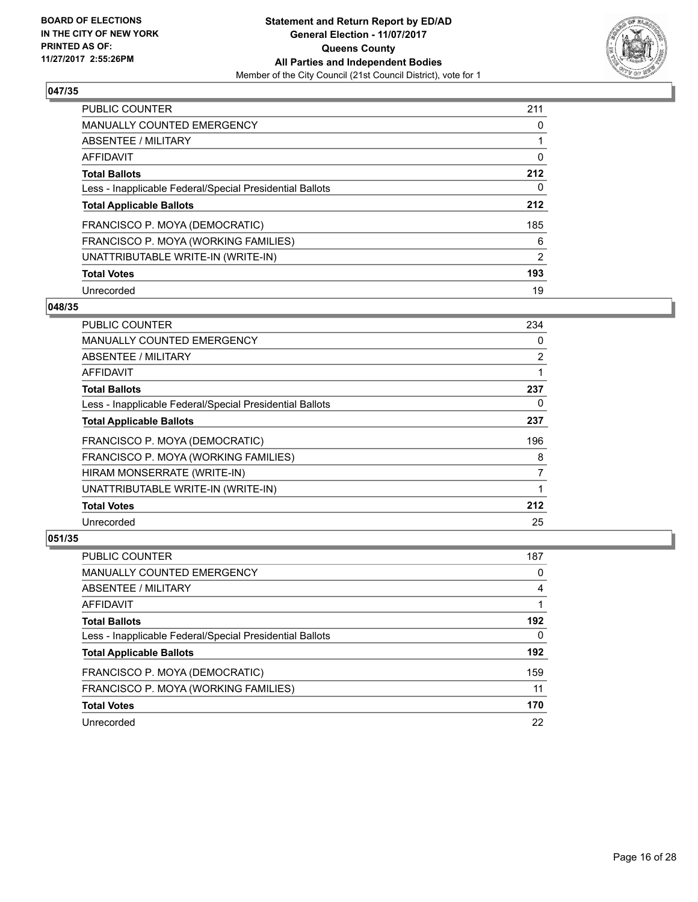**BOARD OF ELECTIONS IN THE CITY OF NEW YORK PRINTED AS OF: 11/27/2017 2:55:26PM**

**Statement and Return Report by ED/AD**
**General Election - 11/07/2017**
**Queens County**
**All Parties and Independent Bodies**
Member of the City Council (21st Council District), vote for 1

## 047/35

| | |
|---|---|
| PUBLIC COUNTER | 211 |
| MANUALLY COUNTED EMERGENCY | 0 |
| ABSENTEE / MILITARY | 1 |
| AFFIDAVIT | 0 |
| **Total Ballots** | **212** |
| Less - Inapplicable Federal/Special Presidential Ballots | 0 |
| **Total Applicable Ballots** | **212** |
| FRANCISCO P. MOYA (DEMOCRATIC) | 185 |
| FRANCISCO P. MOYA (WORKING FAMILIES) | 6 |
| UNATTRIBUTABLE WRITE-IN (WRITE-IN) | 2 |
| **Total Votes** | **193** |
| Unrecorded | 19 |

## 048/35

| | |
|---|---|
| PUBLIC COUNTER | 234 |
| MANUALLY COUNTED EMERGENCY | 0 |
| ABSENTEE / MILITARY | 2 |
| AFFIDAVIT | 1 |
| **Total Ballots** | **237** |
| Less - Inapplicable Federal/Special Presidential Ballots | 0 |
| **Total Applicable Ballots** | **237** |
| FRANCISCO P. MOYA (DEMOCRATIC) | 196 |
| FRANCISCO P. MOYA (WORKING FAMILIES) | 8 |
| HIRAM MONSERRATE (WRITE-IN) | 7 |
| UNATTRIBUTABLE WRITE-IN (WRITE-IN) | 1 |
| **Total Votes** | **212** |
| Unrecorded | 25 |

## 051/35

| | |
|---|---|
| PUBLIC COUNTER | 187 |
| MANUALLY COUNTED EMERGENCY | 0 |
| ABSENTEE / MILITARY | 4 |
| AFFIDAVIT | 1 |
| **Total Ballots** | **192** |
| Less - Inapplicable Federal/Special Presidential Ballots | 0 |
| **Total Applicable Ballots** | **192** |
| FRANCISCO P. MOYA (DEMOCRATIC) | 159 |
| FRANCISCO P. MOYA (WORKING FAMILIES) | 11 |
| **Total Votes** | **170** |
| Unrecorded | 22 |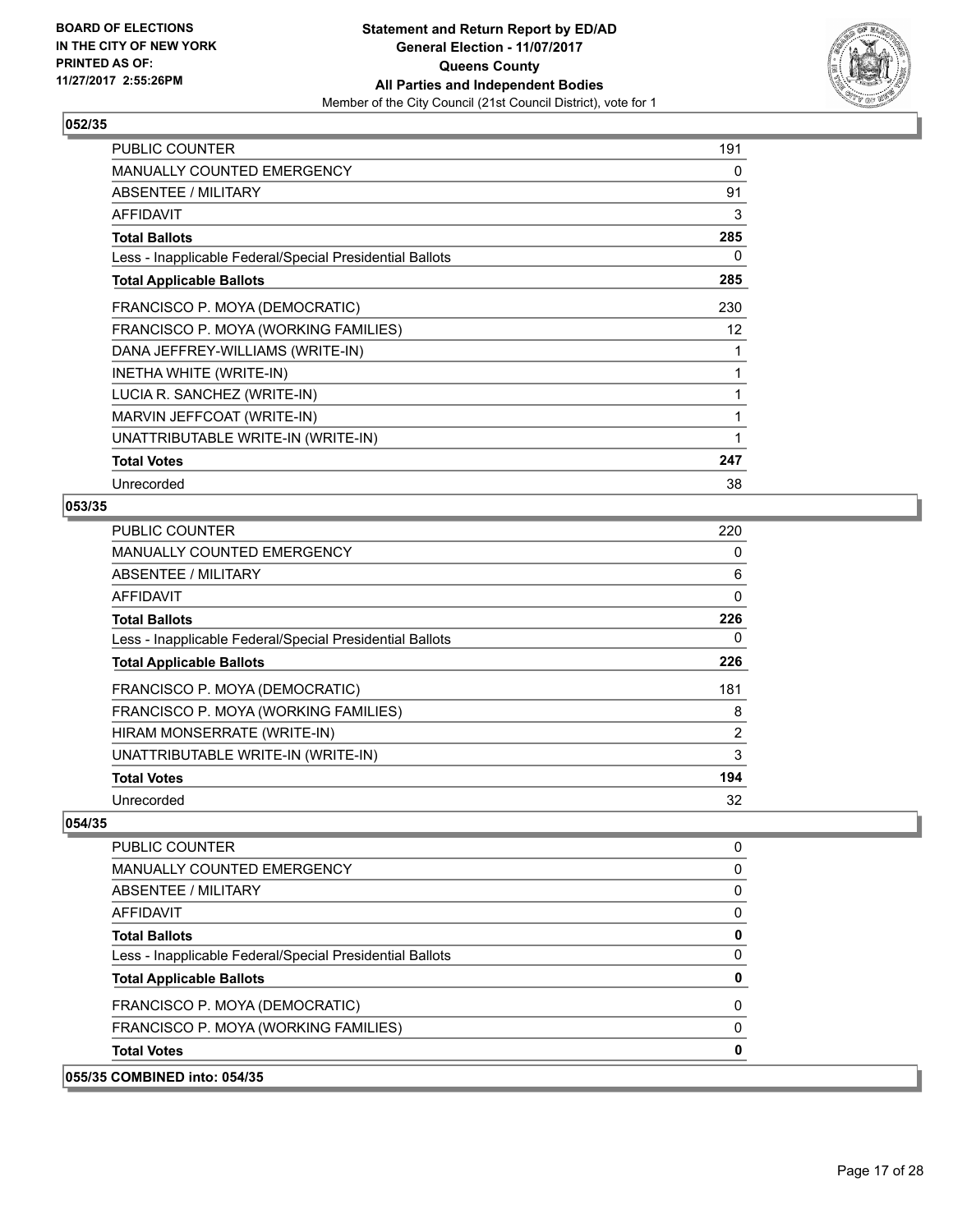## 052/35

| | |
|---|---|
| PUBLIC COUNTER | 191 |
| MANUALLY COUNTED EMERGENCY | 0 |
| ABSENTEE / MILITARY | 91 |
| AFFIDAVIT | 3 |
| **Total Ballots** | **285** |
| Less - Inapplicable Federal/Special Presidential Ballots | 0 |
| **Total Applicable Ballots** | **285** |
| FRANCISCO P. MOYA (DEMOCRATIC) | 230 |
| FRANCISCO P. MOYA (WORKING FAMILIES) | 12 |
| DANA JEFFREY-WILLIAMS (WRITE-IN) | 1 |
| INETHA WHITE (WRITE-IN) | 1 |
| LUCIA R. SANCHEZ (WRITE-IN) | 1 |
| MARVIN JEFFCOAT (WRITE-IN) | 1 |
| UNATTRIBUTABLE WRITE-IN (WRITE-IN) | 1 |
| **Total Votes** | **247** |
| Unrecorded | 38 |

## 053/35

| | |
|---|---|
| PUBLIC COUNTER | 220 |
| MANUALLY COUNTED EMERGENCY | 0 |
| ABSENTEE / MILITARY | 6 |
| AFFIDAVIT | 0 |
| **Total Ballots** | **226** |
| Less - Inapplicable Federal/Special Presidential Ballots | 0 |
| **Total Applicable Ballots** | **226** |
| FRANCISCO P. MOYA (DEMOCRATIC) | 181 |
| FRANCISCO P. MOYA (WORKING FAMILIES) | 8 |
| HIRAM MONSERRATE (WRITE-IN) | 2 |
| UNATTRIBUTABLE WRITE-IN (WRITE-IN) | 3 |
| **Total Votes** | **194** |
| Unrecorded | 32 |

## 054/35

| | |
|---|---|
| PUBLIC COUNTER | 0 |
| MANUALLY COUNTED EMERGENCY | 0 |
| ABSENTEE / MILITARY | 0 |
| AFFIDAVIT | 0 |
| **Total Ballots** | **0** |
| Less - Inapplicable Federal/Special Presidential Ballots | 0 |
| **Total Applicable Ballots** | **0** |
| FRANCISCO P. MOYA (DEMOCRATIC) | 0 |
| FRANCISCO P. MOYA (WORKING FAMILIES) | 0 |
| **Total Votes** | **0** |

## 055/35 COMBINED into: 054/35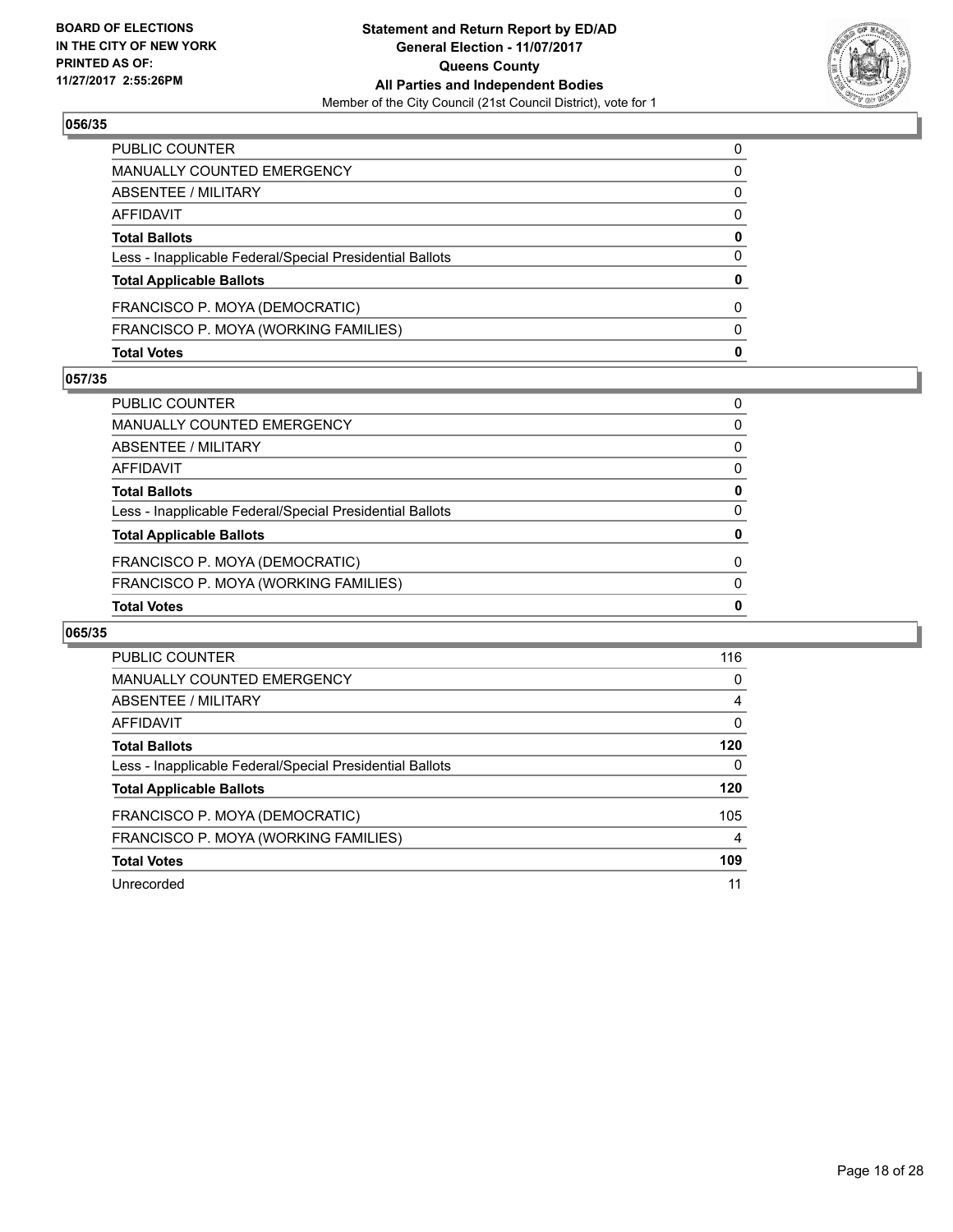**BOARD OF ELECTIONS IN THE CITY OF NEW YORK PRINTED AS OF: 11/27/2017 2:55:26PM**

**Statement and Return Report by ED/AD**
**General Election - 11/07/2017**
**Queens County**
**All Parties and Independent Bodies**
Member of the City Council (21st Council District), vote for 1

## 056/35

| | |
|---|---|
| PUBLIC COUNTER | 0 |
| MANUALLY COUNTED EMERGENCY | 0 |
| ABSENTEE / MILITARY | 0 |
| AFFIDAVIT | 0 |
| **Total Ballots** | **0** |
| Less - Inapplicable Federal/Special Presidential Ballots | 0 |
| **Total Applicable Ballots** | **0** |
| FRANCISCO P. MOYA (DEMOCRATIC) | 0 |
| FRANCISCO P. MOYA (WORKING FAMILIES) | 0 |
| **Total Votes** | **0** |

## 057/35

| | |
|---|---|
| PUBLIC COUNTER | 0 |
| MANUALLY COUNTED EMERGENCY | 0 |
| ABSENTEE / MILITARY | 0 |
| AFFIDAVIT | 0 |
| **Total Ballots** | **0** |
| Less - Inapplicable Federal/Special Presidential Ballots | 0 |
| **Total Applicable Ballots** | **0** |
| FRANCISCO P. MOYA (DEMOCRATIC) | 0 |
| FRANCISCO P. MOYA (WORKING FAMILIES) | 0 |
| **Total Votes** | **0** |

## 065/35

| | |
|---|---|
| PUBLIC COUNTER | 116 |
| MANUALLY COUNTED EMERGENCY | 0 |
| ABSENTEE / MILITARY | 4 |
| AFFIDAVIT | 0 |
| **Total Ballots** | **120** |
| Less - Inapplicable Federal/Special Presidential Ballots | 0 |
| **Total Applicable Ballots** | **120** |
| FRANCISCO P. MOYA (DEMOCRATIC) | 105 |
| FRANCISCO P. MOYA (WORKING FAMILIES) | 4 |
| **Total Votes** | **109** |
| Unrecorded | 11 |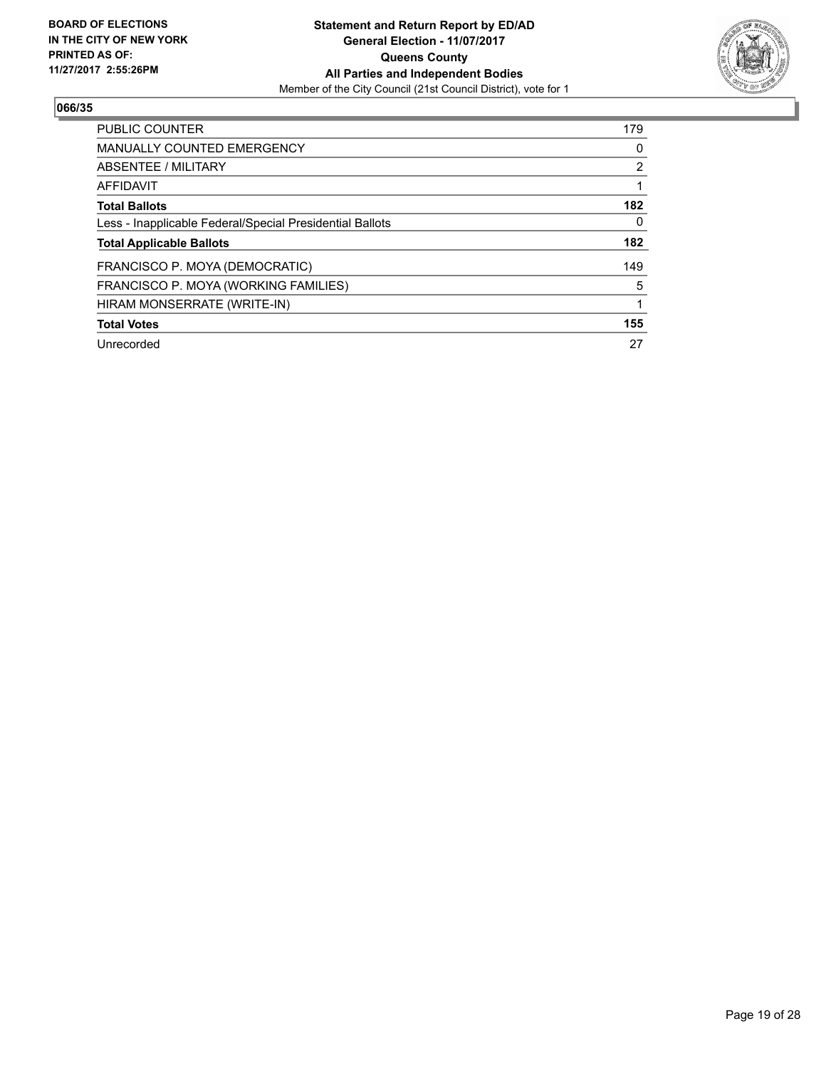BOARD OF ELECTIONS
IN THE CITY OF NEW YORK
PRINTED AS OF:
11/27/2017 2:55:26PM

**Statement and Return Report by ED/AD**
**General Election - 11/07/2017**
**Queens County**
**All Parties and Independent Bodies**
Member of the City Council (21st Council District), vote for 1

## 066/35

| | |
|---|---|
| PUBLIC COUNTER | 179 |
| MANUALLY COUNTED EMERGENCY | 0 |
| ABSENTEE / MILITARY | 2 |
| AFFIDAVIT | 1 |
| **Total Ballots** | **182** |
| Less - Inapplicable Federal/Special Presidential Ballots | 0 |
| **Total Applicable Ballots** | **182** |
| FRANCISCO P. MOYA (DEMOCRATIC) | 149 |
| FRANCISCO P. MOYA (WORKING FAMILIES) | 5 |
| HIRAM MONSERRATE (WRITE-IN) | 1 |
| **Total Votes** | **155** |
| Unrecorded | 27 |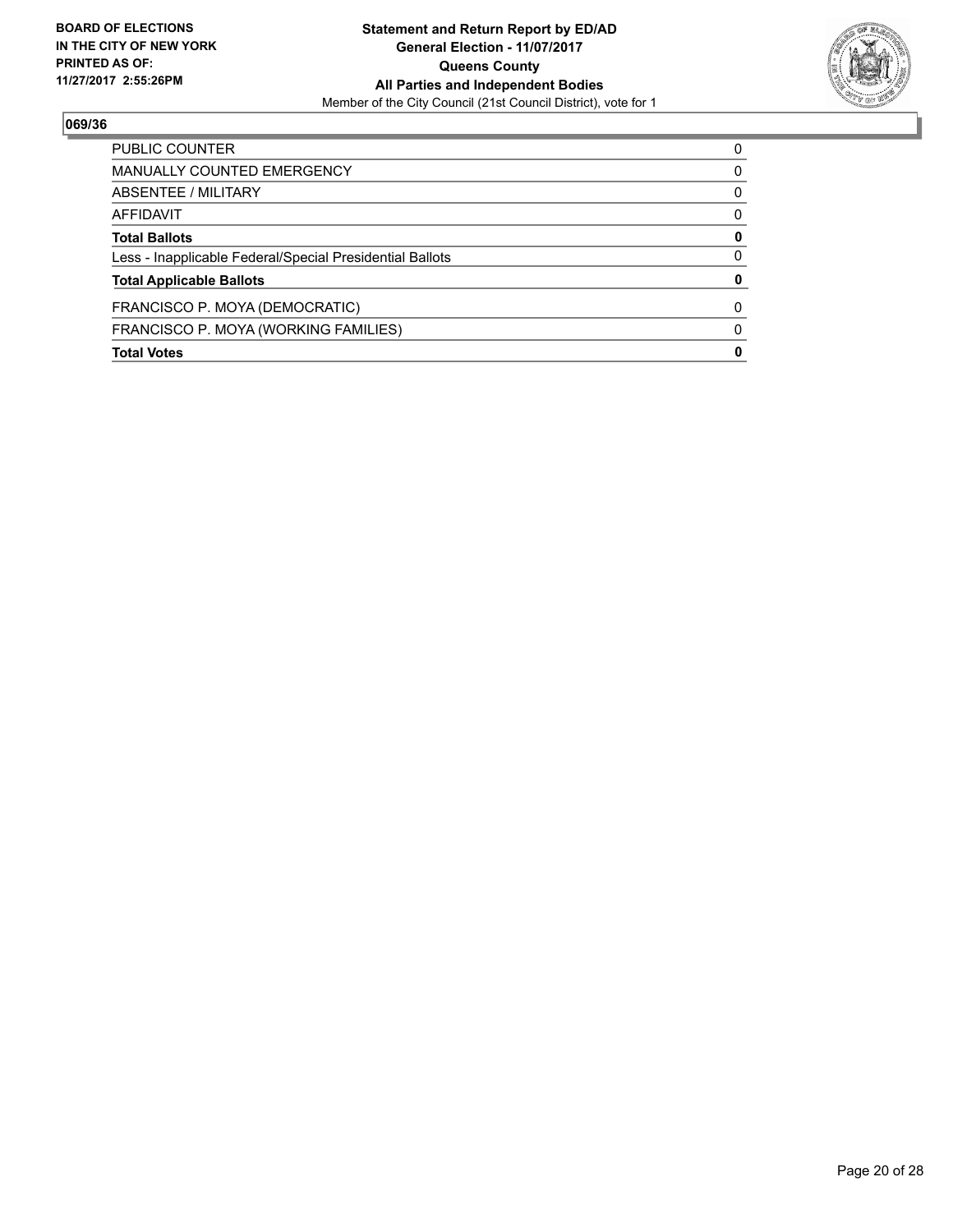**BOARD OF ELECTIONS IN THE CITY OF NEW YORK PRINTED AS OF: 11/27/2017 2:55:26PM**

**Statement and Return Report by ED/AD**
**General Election - 11/07/2017**
**Queens County**
**All Parties and Independent Bodies**
Member of the City Council (21st Council District), vote for 1

## 069/36

| | |
|---|---|
| PUBLIC COUNTER | 0 |
| MANUALLY COUNTED EMERGENCY | 0 |
| ABSENTEE / MILITARY | 0 |
| AFFIDAVIT | 0 |
| **Total Ballots** | **0** |
| Less - Inapplicable Federal/Special Presidential Ballots | 0 |
| **Total Applicable Ballots** | **0** |
| FRANCISCO P. MOYA (DEMOCRATIC) | 0 |
| FRANCISCO P. MOYA (WORKING FAMILIES) | 0 |
| **Total Votes** | **0** |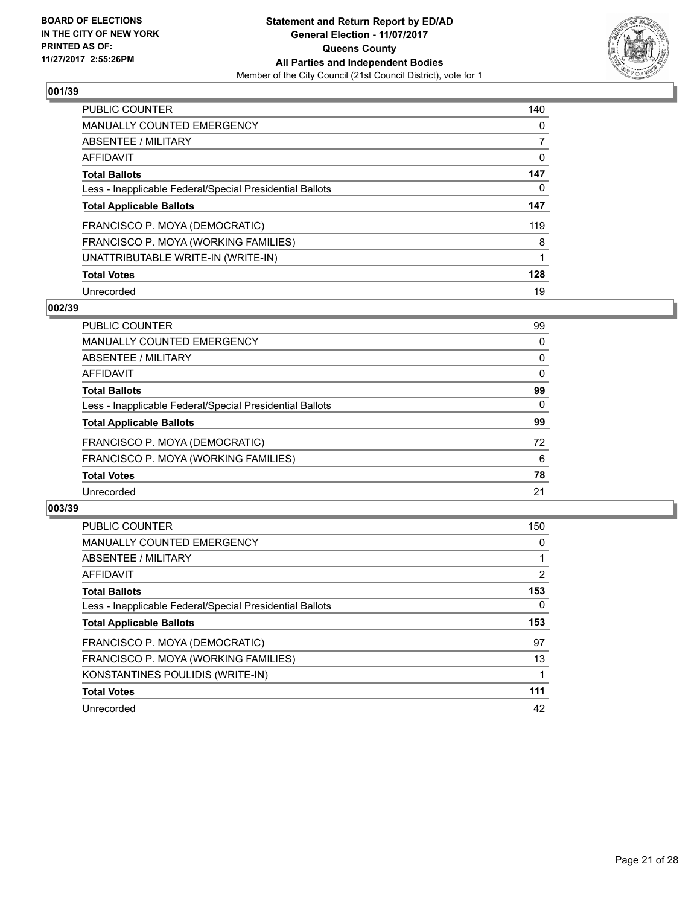**BOARD OF ELECTIONS IN THE CITY OF NEW YORK PRINTED AS OF: 11/27/2017 2:55:26PM**

**Statement and Return Report by ED/AD General Election - 11/07/2017 Queens County All Parties and Independent Bodies**

Member of the City Council (21st Council District), vote for 1

### 001/39

| | |
|---|---|
| PUBLIC COUNTER | 140 |
| MANUALLY COUNTED EMERGENCY | 0 |
| ABSENTEE / MILITARY | 7 |
| AFFIDAVIT | 0 |
| **Total Ballots** | **147** |
| Less - Inapplicable Federal/Special Presidential Ballots | 0 |
| **Total Applicable Ballots** | **147** |
| FRANCISCO P. MOYA (DEMOCRATIC) | 119 |
| FRANCISCO P. MOYA (WORKING FAMILIES) | 8 |
| UNATTRIBUTABLE WRITE-IN (WRITE-IN) | 1 |
| **Total Votes** | **128** |
| Unrecorded | 19 |

### 002/39

| | |
|---|---|
| PUBLIC COUNTER | 99 |
| MANUALLY COUNTED EMERGENCY | 0 |
| ABSENTEE / MILITARY | 0 |
| AFFIDAVIT | 0 |
| **Total Ballots** | **99** |
| Less - Inapplicable Federal/Special Presidential Ballots | 0 |
| **Total Applicable Ballots** | **99** |
| FRANCISCO P. MOYA (DEMOCRATIC) | 72 |
| FRANCISCO P. MOYA (WORKING FAMILIES) | 6 |
| **Total Votes** | **78** |
| Unrecorded | 21 |

### 003/39

| | |
|---|---|
| PUBLIC COUNTER | 150 |
| MANUALLY COUNTED EMERGENCY | 0 |
| ABSENTEE / MILITARY | 1 |
| AFFIDAVIT | 2 |
| **Total Ballots** | **153** |
| Less - Inapplicable Federal/Special Presidential Ballots | 0 |
| **Total Applicable Ballots** | **153** |
| FRANCISCO P. MOYA (DEMOCRATIC) | 97 |
| FRANCISCO P. MOYA (WORKING FAMILIES) | 13 |
| KONSTANTINES POULIDIS (WRITE-IN) | 1 |
| **Total Votes** | **111** |
| Unrecorded | 42 |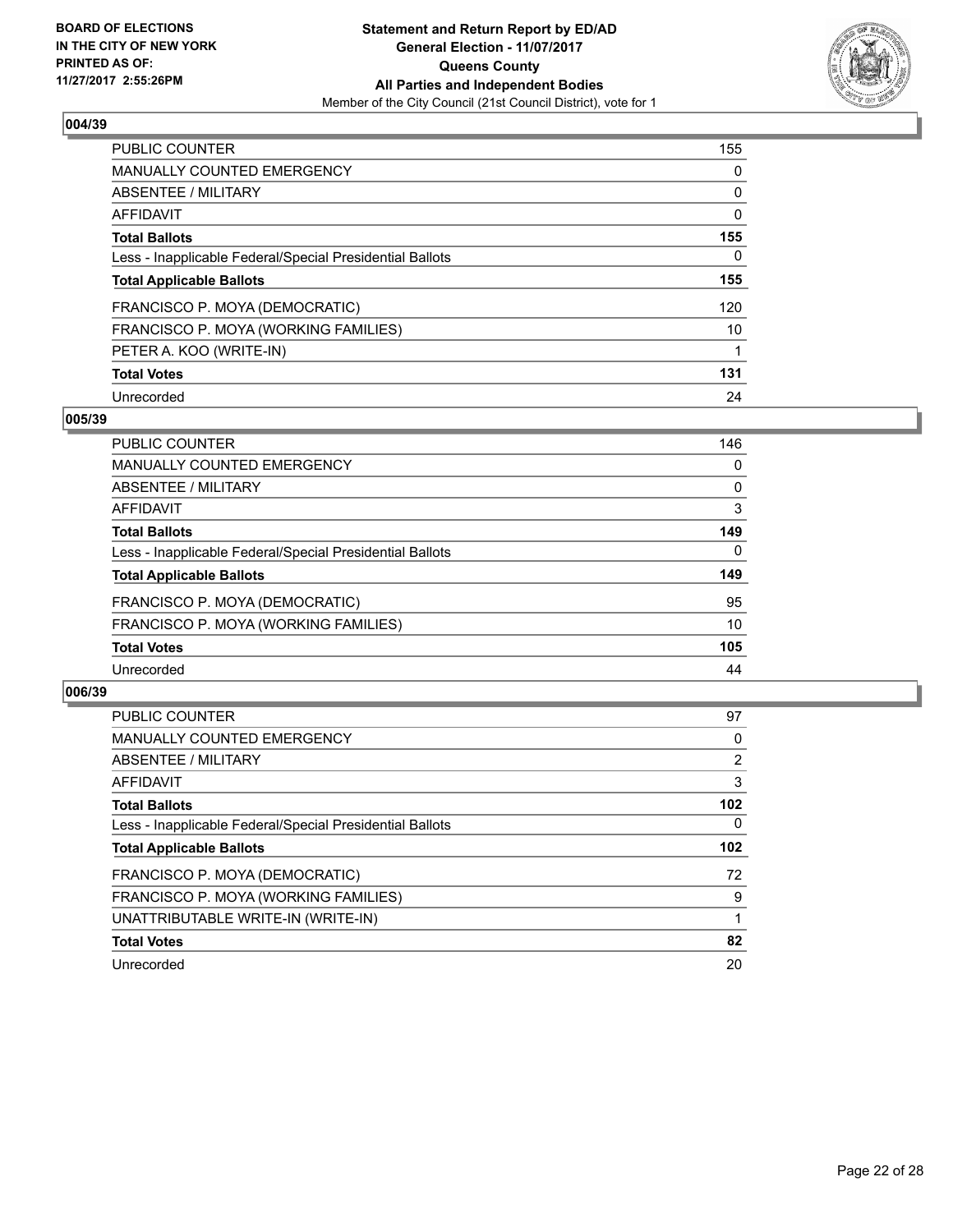**BOARD OF ELECTIONS IN THE CITY OF NEW YORK PRINTED AS OF: 11/27/2017 2:55:26PM**

**Statement and Return Report by ED/AD**
**General Election - 11/07/2017**
**Queens County**
**All Parties and Independent Bodies**
Member of the City Council (21st Council District), vote for 1

### 004/39

| | |
|---|---|
| PUBLIC COUNTER | 155 |
| MANUALLY COUNTED EMERGENCY | 0 |
| ABSENTEE / MILITARY | 0 |
| AFFIDAVIT | 0 |
| **Total Ballots** | **155** |
| Less - Inapplicable Federal/Special Presidential Ballots | 0 |
| **Total Applicable Ballots** | **155** |
| FRANCISCO P. MOYA (DEMOCRATIC) | 120 |
| FRANCISCO P. MOYA (WORKING FAMILIES) | 10 |
| PETER A. KOO (WRITE-IN) | 1 |
| **Total Votes** | **131** |
| Unrecorded | 24 |

### 005/39

| | |
|---|---|
| PUBLIC COUNTER | 146 |
| MANUALLY COUNTED EMERGENCY | 0 |
| ABSENTEE / MILITARY | 0 |
| AFFIDAVIT | 3 |
| **Total Ballots** | **149** |
| Less - Inapplicable Federal/Special Presidential Ballots | 0 |
| **Total Applicable Ballots** | **149** |
| FRANCISCO P. MOYA (DEMOCRATIC) | 95 |
| FRANCISCO P. MOYA (WORKING FAMILIES) | 10 |
| **Total Votes** | **105** |
| Unrecorded | 44 |

### 006/39

| | |
|---|---|
| PUBLIC COUNTER | 97 |
| MANUALLY COUNTED EMERGENCY | 0 |
| ABSENTEE / MILITARY | 2 |
| AFFIDAVIT | 3 |
| **Total Ballots** | **102** |
| Less - Inapplicable Federal/Special Presidential Ballots | 0 |
| **Total Applicable Ballots** | **102** |
| FRANCISCO P. MOYA (DEMOCRATIC) | 72 |
| FRANCISCO P. MOYA (WORKING FAMILIES) | 9 |
| UNATTRIBUTABLE WRITE-IN (WRITE-IN) | 1 |
| **Total Votes** | **82** |
| Unrecorded | 20 |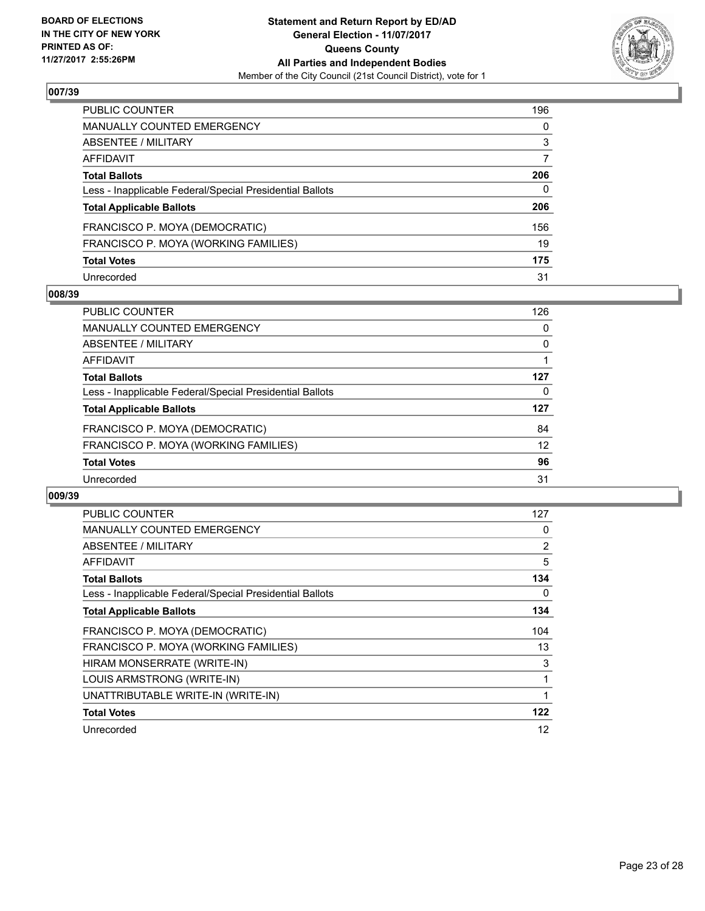BOARD OF ELECTIONS
IN THE CITY OF NEW YORK
PRINTED AS OF:
11/27/2017 2:55:26PM

**Statement and Return Report by ED/AD**
**General Election - 11/07/2017**
**Queens County**
**All Parties and Independent Bodies**
Member of the City Council (21st Council District), vote for 1

### 007/39

| | |
|---|---|
| PUBLIC COUNTER | 196 |
| MANUALLY COUNTED EMERGENCY | 0 |
| ABSENTEE / MILITARY | 3 |
| AFFIDAVIT | 7 |
| **Total Ballots** | **206** |
| Less - Inapplicable Federal/Special Presidential Ballots | 0 |
| **Total Applicable Ballots** | **206** |
| FRANCISCO P. MOYA (DEMOCRATIC) | 156 |
| FRANCISCO P. MOYA (WORKING FAMILIES) | 19 |
| **Total Votes** | **175** |
| Unrecorded | 31 |

### 008/39

| | |
|---|---|
| PUBLIC COUNTER | 126 |
| MANUALLY COUNTED EMERGENCY | 0 |
| ABSENTEE / MILITARY | 0 |
| AFFIDAVIT | 1 |
| **Total Ballots** | **127** |
| Less - Inapplicable Federal/Special Presidential Ballots | 0 |
| **Total Applicable Ballots** | **127** |
| FRANCISCO P. MOYA (DEMOCRATIC) | 84 |
| FRANCISCO P. MOYA (WORKING FAMILIES) | 12 |
| **Total Votes** | **96** |
| Unrecorded | 31 |

### 009/39

| | |
|---|---|
| PUBLIC COUNTER | 127 |
| MANUALLY COUNTED EMERGENCY | 0 |
| ABSENTEE / MILITARY | 2 |
| AFFIDAVIT | 5 |
| **Total Ballots** | **134** |
| Less - Inapplicable Federal/Special Presidential Ballots | 0 |
| **Total Applicable Ballots** | **134** |
| FRANCISCO P. MOYA (DEMOCRATIC) | 104 |
| FRANCISCO P. MOYA (WORKING FAMILIES) | 13 |
| HIRAM MONSERRATE (WRITE-IN) | 3 |
| LOUIS ARMSTRONG (WRITE-IN) | 1 |
| UNATTRIBUTABLE WRITE-IN (WRITE-IN) | 1 |
| **Total Votes** | **122** |
| Unrecorded | 12 |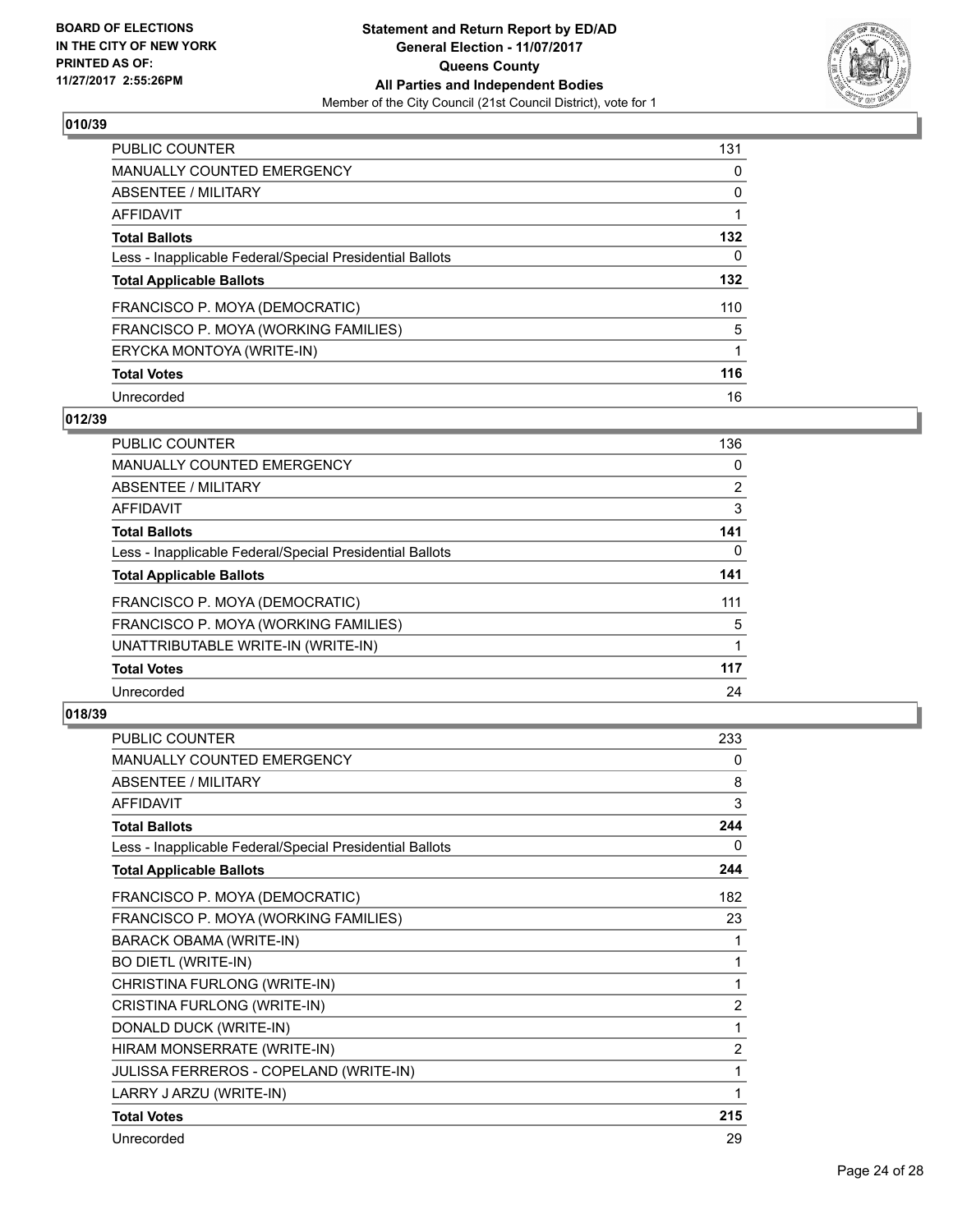**BOARD OF ELECTIONS IN THE CITY OF NEW YORK PRINTED AS OF: 11/27/2017 2:55:26PM**

**Statement and Return Report by ED/AD General Election - 11/07/2017 Queens County All Parties and Independent Bodies**
Member of the City Council (21st Council District), vote for 1

## 010/39

| | |
|---|---|
| PUBLIC COUNTER | 131 |
| MANUALLY COUNTED EMERGENCY | 0 |
| ABSENTEE / MILITARY | 0 |
| AFFIDAVIT | 1 |
| **Total Ballots** | **132** |
| Less - Inapplicable Federal/Special Presidential Ballots | 0 |
| **Total Applicable Ballots** | **132** |
| FRANCISCO P. MOYA (DEMOCRATIC) | 110 |
| FRANCISCO P. MOYA (WORKING FAMILIES) | 5 |
| ERYCKA MONTOYA (WRITE-IN) | 1 |
| **Total Votes** | **116** |
| Unrecorded | 16 |

## 012/39

| | |
|---|---|
| PUBLIC COUNTER | 136 |
| MANUALLY COUNTED EMERGENCY | 0 |
| ABSENTEE / MILITARY | 2 |
| AFFIDAVIT | 3 |
| **Total Ballots** | **141** |
| Less - Inapplicable Federal/Special Presidential Ballots | 0 |
| **Total Applicable Ballots** | **141** |
| FRANCISCO P. MOYA (DEMOCRATIC) | 111 |
| FRANCISCO P. MOYA (WORKING FAMILIES) | 5 |
| UNATTRIBUTABLE WRITE-IN (WRITE-IN) | 1 |
| **Total Votes** | **117** |
| Unrecorded | 24 |

## 018/39

| | |
|---|---|
| PUBLIC COUNTER | 233 |
| MANUALLY COUNTED EMERGENCY | 0 |
| ABSENTEE / MILITARY | 8 |
| AFFIDAVIT | 3 |
| **Total Ballots** | **244** |
| Less - Inapplicable Federal/Special Presidential Ballots | 0 |
| **Total Applicable Ballots** | **244** |
| FRANCISCO P. MOYA (DEMOCRATIC) | 182 |
| FRANCISCO P. MOYA (WORKING FAMILIES) | 23 |
| BARACK OBAMA (WRITE-IN) | 1 |
| BO DIETL (WRITE-IN) | 1 |
| CHRISTINA FURLONG (WRITE-IN) | 1 |
| CRISTINA FURLONG (WRITE-IN) | 2 |
| DONALD DUCK (WRITE-IN) | 1 |
| HIRAM MONSERRATE (WRITE-IN) | 2 |
| JULISSA FERREROS - COPELAND (WRITE-IN) | 1 |
| LARRY J ARZU (WRITE-IN) | 1 |
| **Total Votes** | **215** |
| Unrecorded | 29 |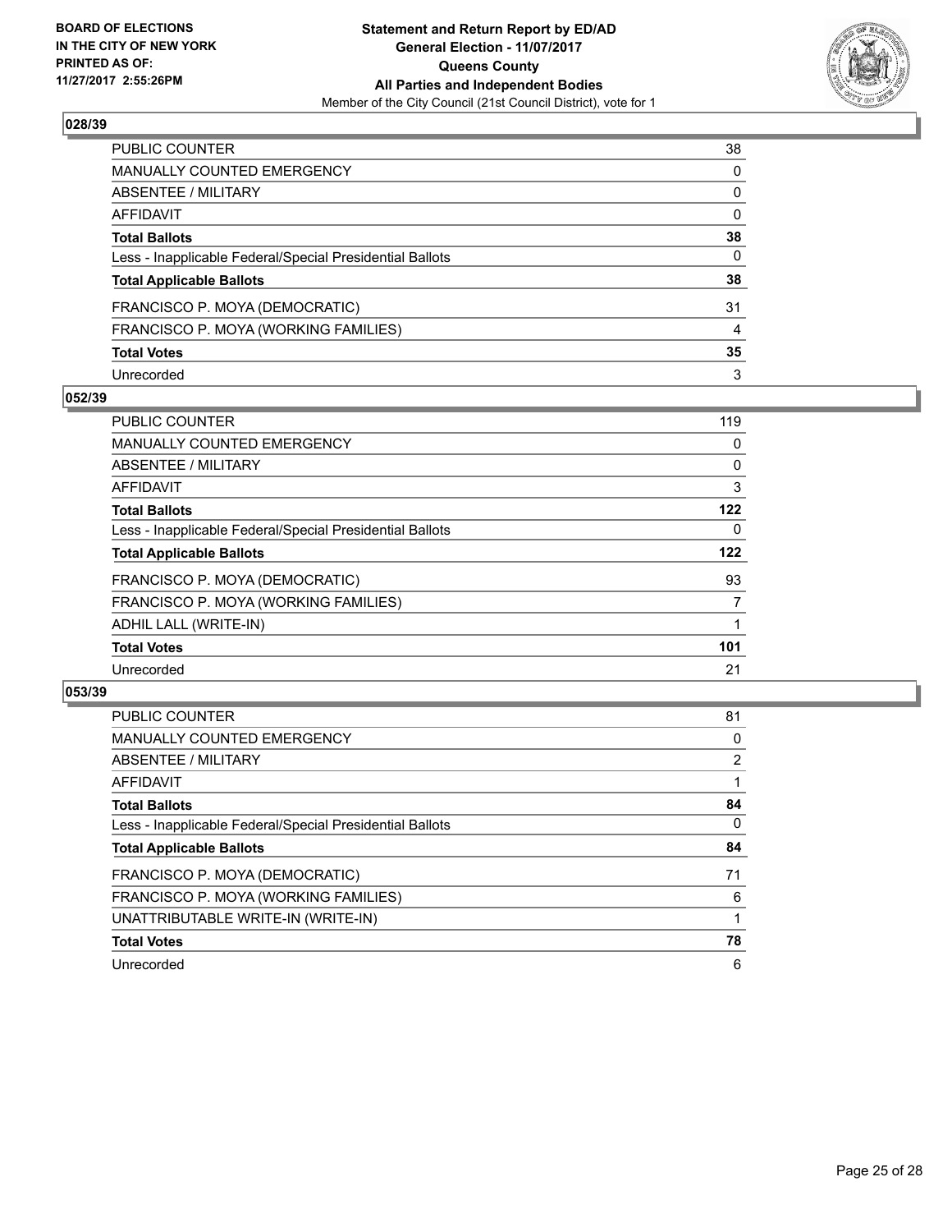## 028/39

| | |
|---|---|
| PUBLIC COUNTER | 38 |
| MANUALLY COUNTED EMERGENCY | 0 |
| ABSENTEE / MILITARY | 0 |
| AFFIDAVIT | 0 |
| **Total Ballots** | **38** |
| Less - Inapplicable Federal/Special Presidential Ballots | 0 |
| **Total Applicable Ballots** | **38** |
| FRANCISCO P. MOYA (DEMOCRATIC) | 31 |
| FRANCISCO P. MOYA (WORKING FAMILIES) | 4 |
| **Total Votes** | **35** |
| Unrecorded | 3 |

## 052/39

| | |
|---|---|
| PUBLIC COUNTER | 119 |
| MANUALLY COUNTED EMERGENCY | 0 |
| ABSENTEE / MILITARY | 0 |
| AFFIDAVIT | 3 |
| **Total Ballots** | **122** |
| Less - Inapplicable Federal/Special Presidential Ballots | 0 |
| **Total Applicable Ballots** | **122** |
| FRANCISCO P. MOYA (DEMOCRATIC) | 93 |
| FRANCISCO P. MOYA (WORKING FAMILIES) | 7 |
| ADHIL LALL (WRITE-IN) | 1 |
| **Total Votes** | **101** |
| Unrecorded | 21 |

## 053/39

| | |
|---|---|
| PUBLIC COUNTER | 81 |
| MANUALLY COUNTED EMERGENCY | 0 |
| ABSENTEE / MILITARY | 2 |
| AFFIDAVIT | 1 |
| **Total Ballots** | **84** |
| Less - Inapplicable Federal/Special Presidential Ballots | 0 |
| **Total Applicable Ballots** | **84** |
| FRANCISCO P. MOYA (DEMOCRATIC) | 71 |
| FRANCISCO P. MOYA (WORKING FAMILIES) | 6 |
| UNATTRIBUTABLE WRITE-IN (WRITE-IN) | 1 |
| **Total Votes** | **78** |
| Unrecorded | 6 |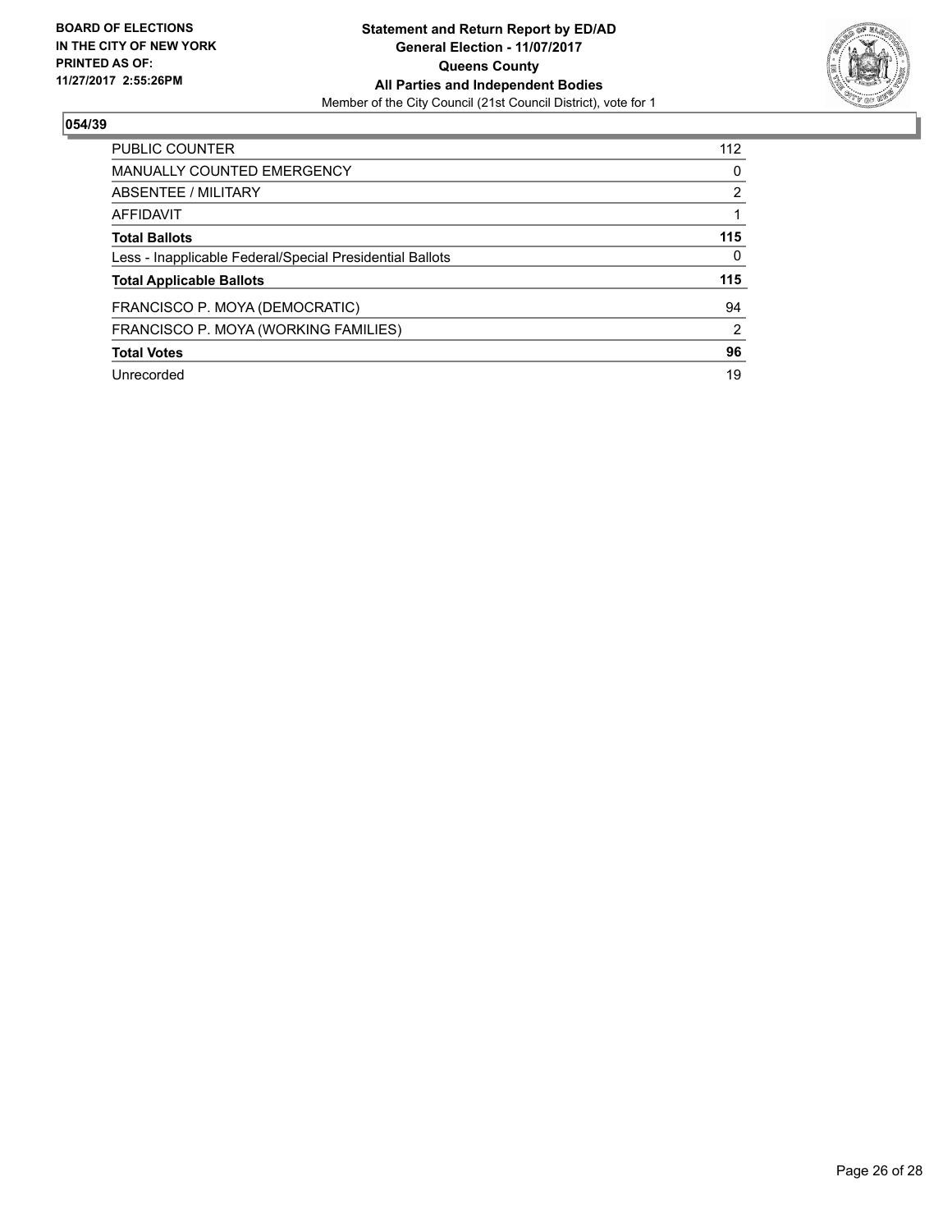BOARD OF ELECTIONS
IN THE CITY OF NEW YORK
PRINTED AS OF:
11/27/2017 2:55:26PM

**Statement and Return Report by ED/AD**
**General Election - 11/07/2017**
**Queens County**
**All Parties and Independent Bodies**
Member of the City Council (21st Council District), vote for 1

## 054/39

| | |
|---|---|
| PUBLIC COUNTER | 112 |
| MANUALLY COUNTED EMERGENCY | 0 |
| ABSENTEE / MILITARY | 2 |
| AFFIDAVIT | 1 |
| **Total Ballots** | **115** |
| Less - Inapplicable Federal/Special Presidential Ballots | 0 |
| **Total Applicable Ballots** | **115** |
| FRANCISCO P. MOYA (DEMOCRATIC) | 94 |
| FRANCISCO P. MOYA (WORKING FAMILIES) | 2 |
| **Total Votes** | **96** |
| Unrecorded | 19 |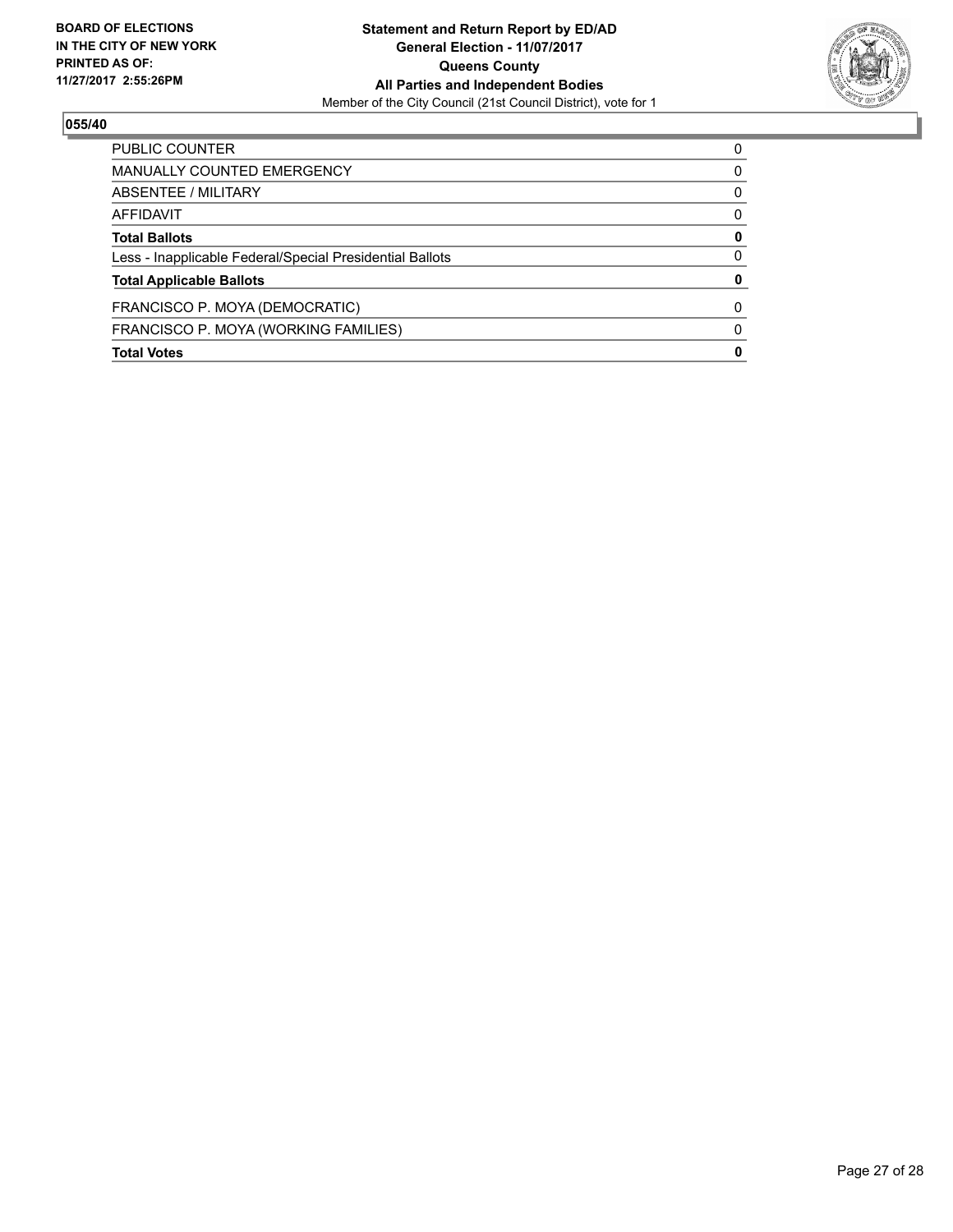**BOARD OF ELECTIONS IN THE CITY OF NEW YORK PRINTED AS OF: 11/27/2017 2:55:26PM**

**Statement and Return Report by ED/AD**
**General Election - 11/07/2017**
**Queens County**
**All Parties and Independent Bodies**
Member of the City Council (21st Council District), vote for 1

## 055/40

| | |
|---|---|
| PUBLIC COUNTER | 0 |
| MANUALLY COUNTED EMERGENCY | 0 |
| ABSENTEE / MILITARY | 0 |
| AFFIDAVIT | 0 |
| **Total Ballots** | **0** |
| Less - Inapplicable Federal/Special Presidential Ballots | 0 |
| **Total Applicable Ballots** | **0** |
| FRANCISCO P. MOYA (DEMOCRATIC) | 0 |
| FRANCISCO P. MOYA (WORKING FAMILIES) | 0 |
| **Total Votes** | **0** |